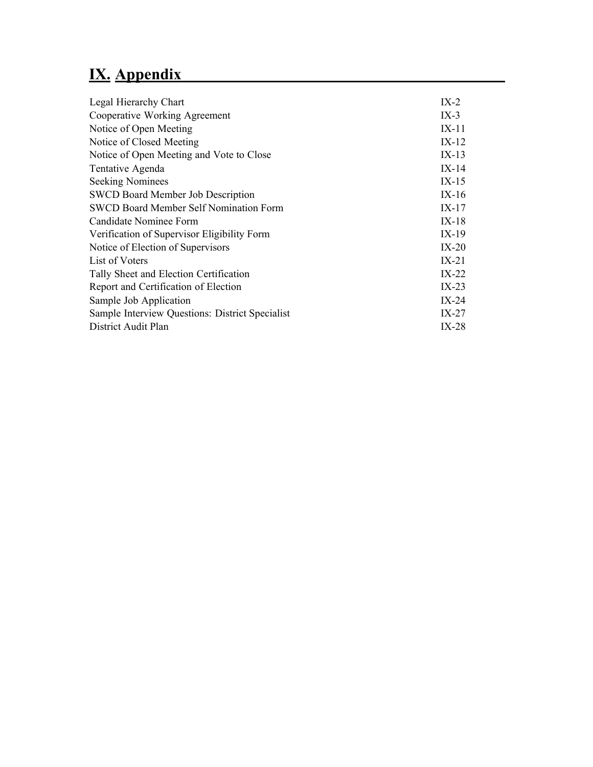# IX. Appendix

| | |
|---|---|
| Legal Hierarchy Chart | IX-2 |
| Cooperative Working Agreement | IX-3 |
| Notice of Open Meeting | IX-11 |
| Notice of Closed Meeting | IX-12 |
| Notice of Open Meeting and Vote to Close | IX-13 |
| Tentative Agenda | IX-14 |
| Seeking Nominees | IX-15 |
| SWCD Board Member Job Description | IX-16 |
| SWCD Board Member Self Nomination Form | IX-17 |
| Candidate Nominee Form | IX-18 |
| Verification of Supervisor Eligibility Form | IX-19 |
| Notice of Election of Supervisors | IX-20 |
| List of Voters | IX-21 |
| Tally Sheet and Election Certification | IX-22 |
| Report and Certification of Election | IX-23 |
| Sample Job Application | IX-24 |
| Sample Interview Questions: District Specialist | IX-27 |
| District Audit Plan | IX-28 |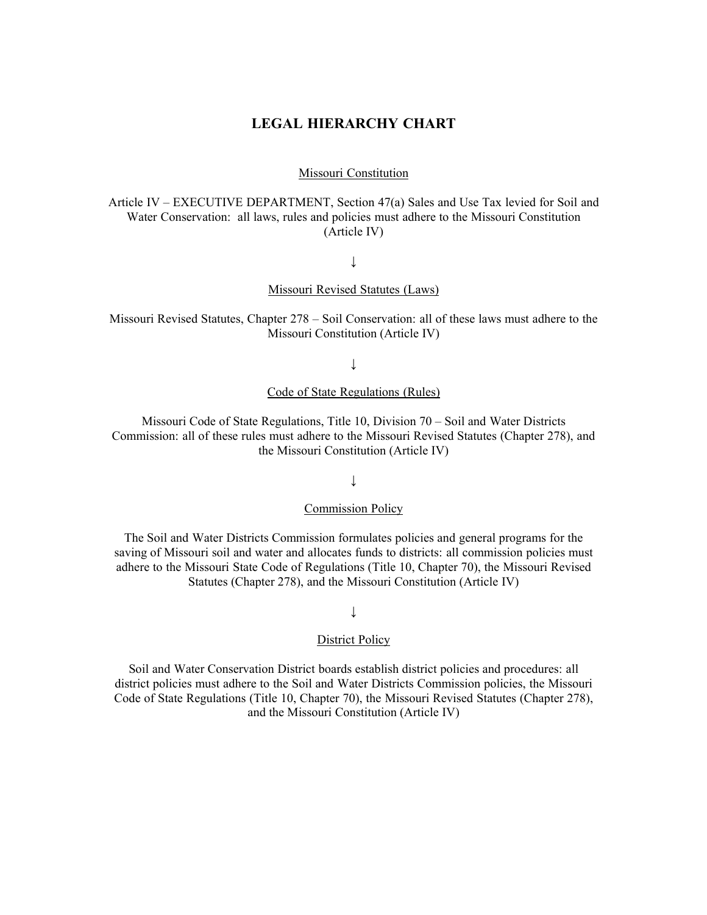# LEGAL HIERARCHY CHART

Missouri Constitution

Article IV – EXECUTIVE DEPARTMENT, Section 47(a) Sales and Use Tax levied for Soil and Water Conservation: all laws, rules and policies must adhere to the Missouri Constitution (Article IV)

↓

Missouri Revised Statutes (Laws)

Missouri Revised Statutes, Chapter 278 – Soil Conservation: all of these laws must adhere to the Missouri Constitution (Article IV)

↓

Code of State Regulations (Rules)

Missouri Code of State Regulations, Title 10, Division 70 – Soil and Water Districts Commission: all of these rules must adhere to the Missouri Revised Statutes (Chapter 278), and the Missouri Constitution (Article IV)

↓

Commission Policy

The Soil and Water Districts Commission formulates policies and general programs for the saving of Missouri soil and water and allocates funds to districts: all commission policies must adhere to the Missouri State Code of Regulations (Title 10, Chapter 70), the Missouri Revised Statutes (Chapter 278), and the Missouri Constitution (Article IV)

↓

District Policy

Soil and Water Conservation District boards establish district policies and procedures: all district policies must adhere to the Soil and Water Districts Commission policies, the Missouri Code of State Regulations (Title 10, Chapter 70), the Missouri Revised Statutes (Chapter 278), and the Missouri Constitution (Article IV)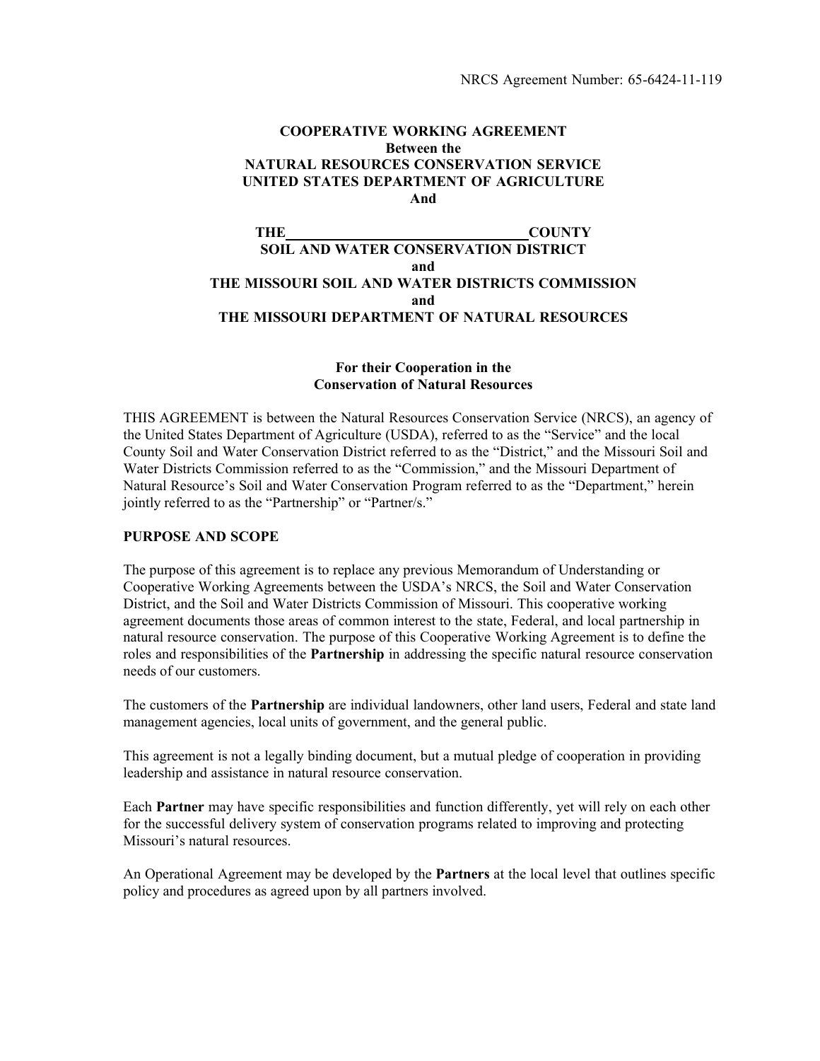NRCS Agreement Number: 65-6424-11-119

**COOPERATIVE WORKING AGREEMENT**
**Between the**
**NATURAL RESOURCES CONSERVATION SERVICE**
**UNITED STATES DEPARTMENT OF AGRICULTURE**
**And**

**THE\_\_\_\_\_\_\_\_\_\_\_\_\_\_\_\_\_\_\_\_\_\_\_\_\_\_\_\_\_\_\_\_COUNTY**
**SOIL AND WATER CONSERVATION DISTRICT**
**and**
**THE MISSOURI SOIL AND WATER DISTRICTS COMMISSION**
**and**
**THE MISSOURI DEPARTMENT OF NATURAL RESOURCES**

**For their Cooperation in the**
**Conservation of Natural Resources**

THIS AGREEMENT is between the Natural Resources Conservation Service (NRCS), an agency of the United States Department of Agriculture (USDA), referred to as the "Service" and the local County Soil and Water Conservation District referred to as the "District," and the Missouri Soil and Water Districts Commission referred to as the "Commission," and the Missouri Department of Natural Resource's Soil and Water Conservation Program referred to as the "Department," herein jointly referred to as the "Partnership" or "Partner/s."

## PURPOSE AND SCOPE

The purpose of this agreement is to replace any previous Memorandum of Understanding or Cooperative Working Agreements between the USDA's NRCS, the Soil and Water Conservation District, and the Soil and Water Districts Commission of Missouri. This cooperative working agreement documents those areas of common interest to the state, Federal, and local partnership in natural resource conservation. The purpose of this Cooperative Working Agreement is to define the roles and responsibilities of the **Partnership** in addressing the specific natural resource conservation needs of our customers.

The customers of the **Partnership** are individual landowners, other land users, Federal and state land management agencies, local units of government, and the general public.

This agreement is not a legally binding document, but a mutual pledge of cooperation in providing leadership and assistance in natural resource conservation.

Each **Partner** may have specific responsibilities and function differently, yet will rely on each other for the successful delivery system of conservation programs related to improving and protecting Missouri's natural resources.

An Operational Agreement may be developed by the **Partners** at the local level that outlines specific policy and procedures as agreed upon by all partners involved.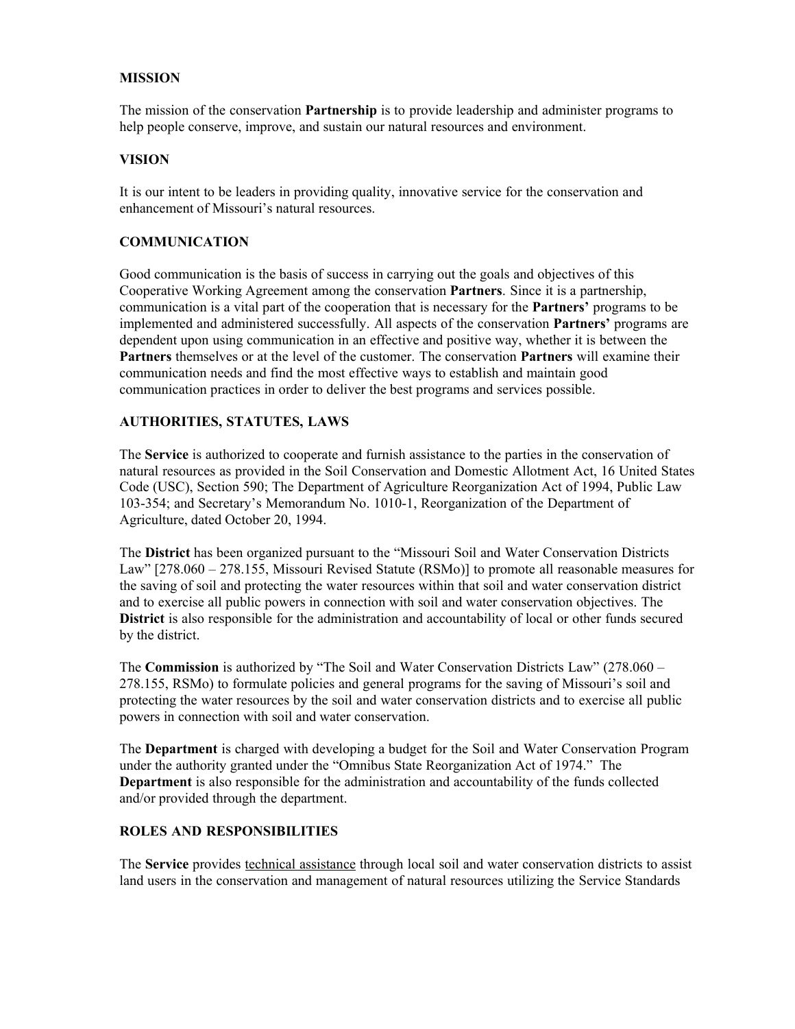## MISSION

The mission of the conservation **Partnership** is to provide leadership and administer programs to help people conserve, improve, and sustain our natural resources and environment.

## VISION

It is our intent to be leaders in providing quality, innovative service for the conservation and enhancement of Missouri's natural resources.

## COMMUNICATION

Good communication is the basis of success in carrying out the goals and objectives of this Cooperative Working Agreement among the conservation **Partners**. Since it is a partnership, communication is a vital part of the cooperation that is necessary for the **Partners'** programs to be implemented and administered successfully. All aspects of the conservation **Partners'** programs are dependent upon using communication in an effective and positive way, whether it is between the **Partners** themselves or at the level of the customer. The conservation **Partners** will examine their communication needs and find the most effective ways to establish and maintain good communication practices in order to deliver the best programs and services possible.

## AUTHORITIES, STATUTES, LAWS

The **Service** is authorized to cooperate and furnish assistance to the parties in the conservation of natural resources as provided in the Soil Conservation and Domestic Allotment Act, 16 United States Code (USC), Section 590; The Department of Agriculture Reorganization Act of 1994, Public Law 103-354; and Secretary's Memorandum No. 1010-1, Reorganization of the Department of Agriculture, dated October 20, 1994.

The **District** has been organized pursuant to the "Missouri Soil and Water Conservation Districts Law" [278.060 – 278.155, Missouri Revised Statute (RSMo)] to promote all reasonable measures for the saving of soil and protecting the water resources within that soil and water conservation district and to exercise all public powers in connection with soil and water conservation objectives. The **District** is also responsible for the administration and accountability of local or other funds secured by the district.

The **Commission** is authorized by "The Soil and Water Conservation Districts Law" (278.060 – 278.155, RSMo) to formulate policies and general programs for the saving of Missouri's soil and protecting the water resources by the soil and water conservation districts and to exercise all public powers in connection with soil and water conservation.

The **Department** is charged with developing a budget for the Soil and Water Conservation Program under the authority granted under the "Omnibus State Reorganization Act of 1974." The **Department** is also responsible for the administration and accountability of the funds collected and/or provided through the department.

## ROLES AND RESPONSIBILITIES

The **Service** provides technical assistance through local soil and water conservation districts to assist land users in the conservation and management of natural resources utilizing the Service Standards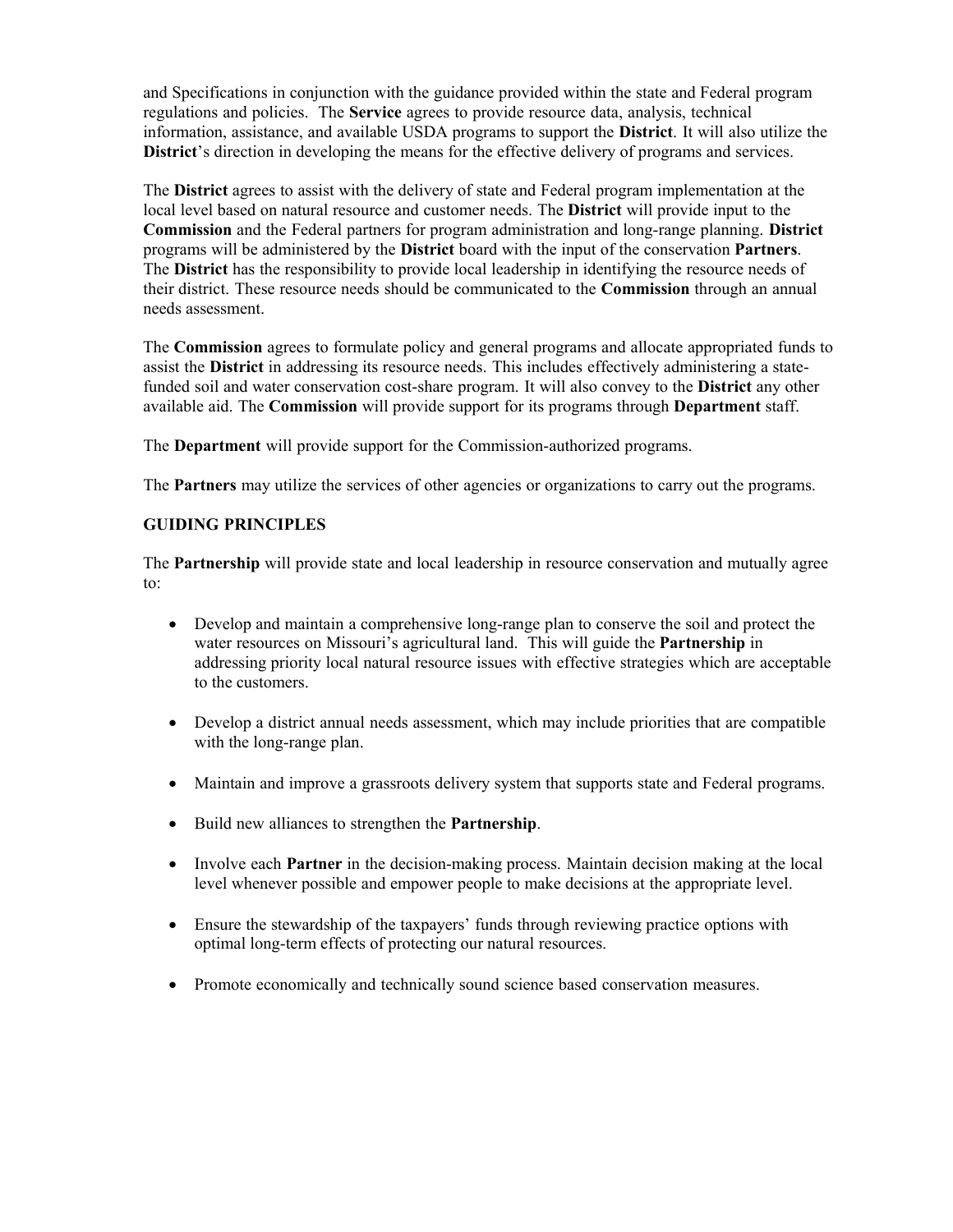and Specifications in conjunction with the guidance provided within the state and Federal program regulations and policies. The **Service** agrees to provide resource data, analysis, technical information, assistance, and available USDA programs to support the **District**. It will also utilize the **District**'s direction in developing the means for the effective delivery of programs and services.

The **District** agrees to assist with the delivery of state and Federal program implementation at the local level based on natural resource and customer needs. The **District** will provide input to the **Commission** and the Federal partners for program administration and long-range planning. **District** programs will be administered by the **District** board with the input of the conservation **Partners**. The **District** has the responsibility to provide local leadership in identifying the resource needs of their district. These resource needs should be communicated to the **Commission** through an annual needs assessment.

The **Commission** agrees to formulate policy and general programs and allocate appropriated funds to assist the **District** in addressing its resource needs. This includes effectively administering a state-funded soil and water conservation cost-share program. It will also convey to the **District** any other available aid. The **Commission** will provide support for its programs through **Department** staff.

The **Department** will provide support for the Commission-authorized programs.

The **Partners** may utilize the services of other agencies or organizations to carry out the programs.

**GUIDING PRINCIPLES**

The **Partnership** will provide state and local leadership in resource conservation and mutually agree to:

- Develop and maintain a comprehensive long-range plan to conserve the soil and protect the water resources on Missouri's agricultural land. This will guide the **Partnership** in addressing priority local natural resource issues with effective strategies which are acceptable to the customers.

- Develop a district annual needs assessment, which may include priorities that are compatible with the long-range plan.

- Maintain and improve a grassroots delivery system that supports state and Federal programs.

- Build new alliances to strengthen the **Partnership**.

- Involve each **Partner** in the decision-making process. Maintain decision making at the local level whenever possible and empower people to make decisions at the appropriate level.

- Ensure the stewardship of the taxpayers' funds through reviewing practice options with optimal long-term effects of protecting our natural resources.

- Promote economically and technically sound science based conservation measures.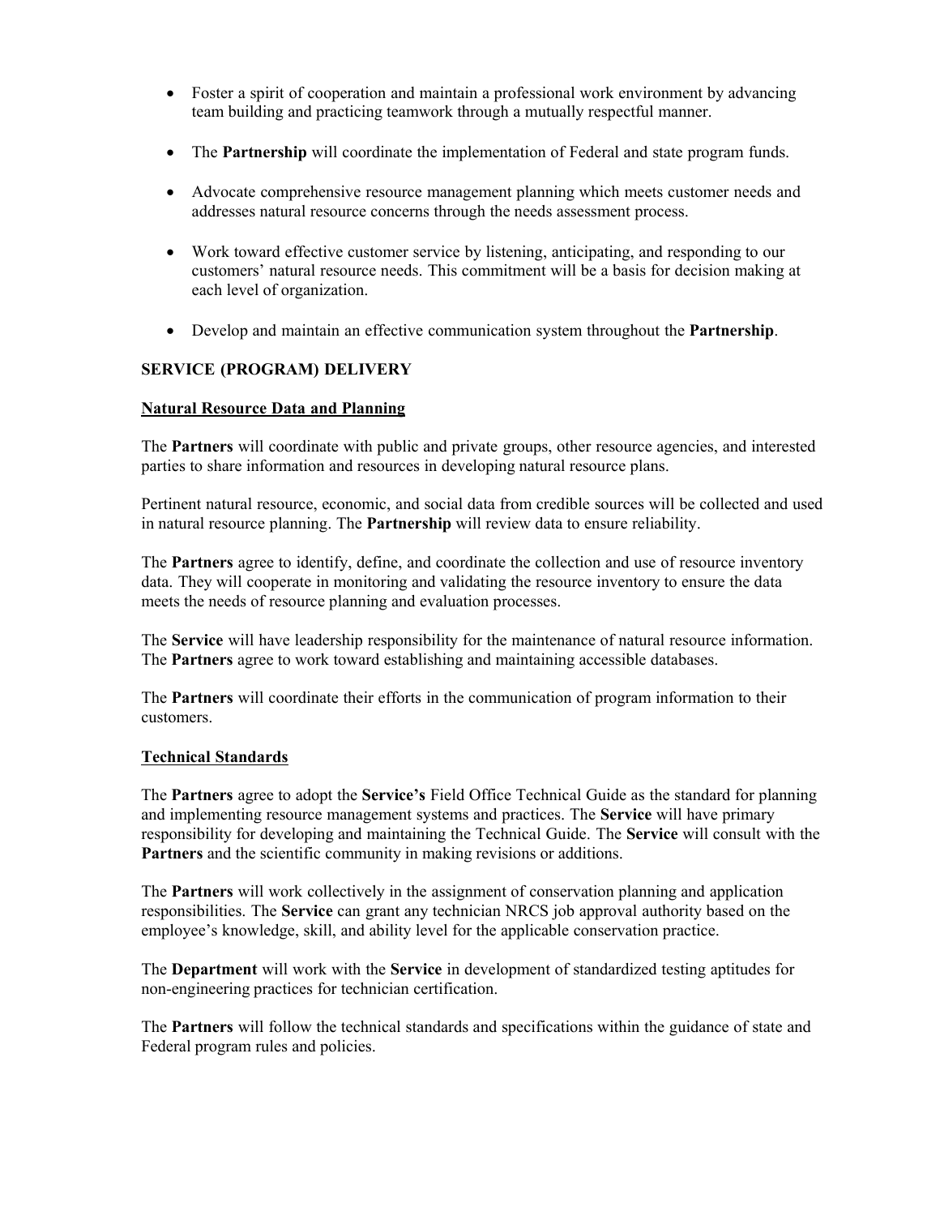- Foster a spirit of cooperation and maintain a professional work environment by advancing team building and practicing teamwork through a mutually respectful manner.

- The **Partnership** will coordinate the implementation of Federal and state program funds.

- Advocate comprehensive resource management planning which meets customer needs and addresses natural resource concerns through the needs assessment process.

- Work toward effective customer service by listening, anticipating, and responding to our customers' natural resource needs. This commitment will be a basis for decision making at each level of organization.

- Develop and maintain an effective communication system throughout the **Partnership**.

## SERVICE (PROGRAM) DELIVERY

### Natural Resource Data and Planning

The **Partners** will coordinate with public and private groups, other resource agencies, and interested parties to share information and resources in developing natural resource plans.

Pertinent natural resource, economic, and social data from credible sources will be collected and used in natural resource planning. The **Partnership** will review data to ensure reliability.

The **Partners** agree to identify, define, and coordinate the collection and use of resource inventory data. They will cooperate in monitoring and validating the resource inventory to ensure the data meets the needs of resource planning and evaluation processes.

The **Service** will have leadership responsibility for the maintenance of natural resource information. The **Partners** agree to work toward establishing and maintaining accessible databases.

The **Partners** will coordinate their efforts in the communication of program information to their customers.

### Technical Standards

The **Partners** agree to adopt the **Service's** Field Office Technical Guide as the standard for planning and implementing resource management systems and practices. The **Service** will have primary responsibility for developing and maintaining the Technical Guide. The **Service** will consult with the **Partners** and the scientific community in making revisions or additions.

The **Partners** will work collectively in the assignment of conservation planning and application responsibilities. The **Service** can grant any technician NRCS job approval authority based on the employee's knowledge, skill, and ability level for the applicable conservation practice.

The **Department** will work with the **Service** in development of standardized testing aptitudes for non-engineering practices for technician certification.

The **Partners** will follow the technical standards and specifications within the guidance of state and Federal program rules and policies.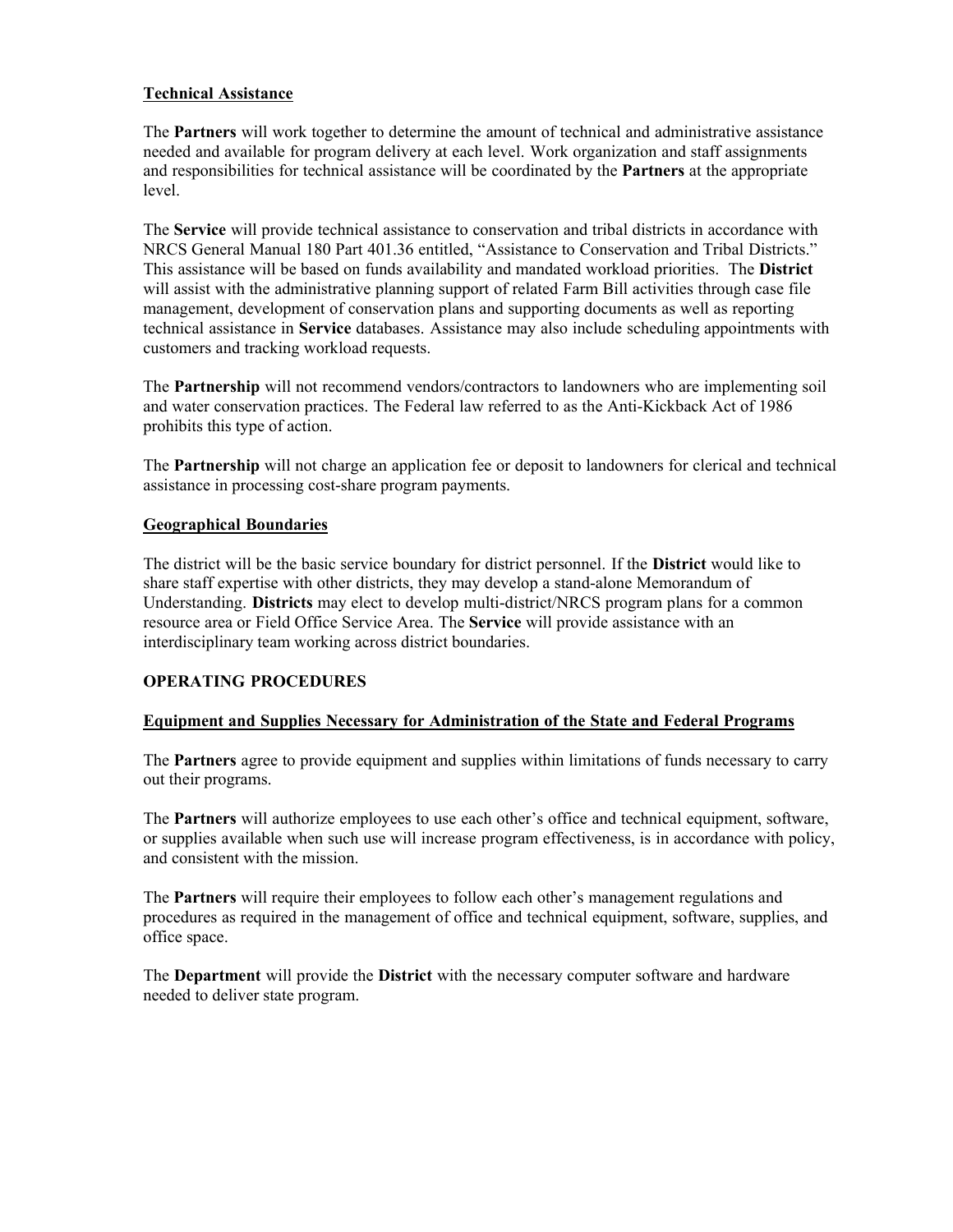**Technical Assistance**

The **Partners** will work together to determine the amount of technical and administrative assistance needed and available for program delivery at each level. Work organization and staff assignments and responsibilities for technical assistance will be coordinated by the **Partners** at the appropriate level.

The **Service** will provide technical assistance to conservation and tribal districts in accordance with NRCS General Manual 180 Part 401.36 entitled, "Assistance to Conservation and Tribal Districts." This assistance will be based on funds availability and mandated workload priorities. The **District** will assist with the administrative planning support of related Farm Bill activities through case file management, development of conservation plans and supporting documents as well as reporting technical assistance in **Service** databases. Assistance may also include scheduling appointments with customers and tracking workload requests.

The **Partnership** will not recommend vendors/contractors to landowners who are implementing soil and water conservation practices. The Federal law referred to as the Anti-Kickback Act of 1986 prohibits this type of action.

The **Partnership** will not charge an application fee or deposit to landowners for clerical and technical assistance in processing cost-share program payments.

**Geographical Boundaries**

The district will be the basic service boundary for district personnel. If the **District** would like to share staff expertise with other districts, they may develop a stand-alone Memorandum of Understanding. **Districts** may elect to develop multi-district/NRCS program plans for a common resource area or Field Office Service Area. The **Service** will provide assistance with an interdisciplinary team working across district boundaries.

## OPERATING PROCEDURES

**Equipment and Supplies Necessary for Administration of the State and Federal Programs**

The **Partners** agree to provide equipment and supplies within limitations of funds necessary to carry out their programs.

The **Partners** will authorize employees to use each other's office and technical equipment, software, or supplies available when such use will increase program effectiveness, is in accordance with policy, and consistent with the mission.

The **Partners** will require their employees to follow each other's management regulations and procedures as required in the management of office and technical equipment, software, supplies, and office space.

The **Department** will provide the **District** with the necessary computer software and hardware needed to deliver state program.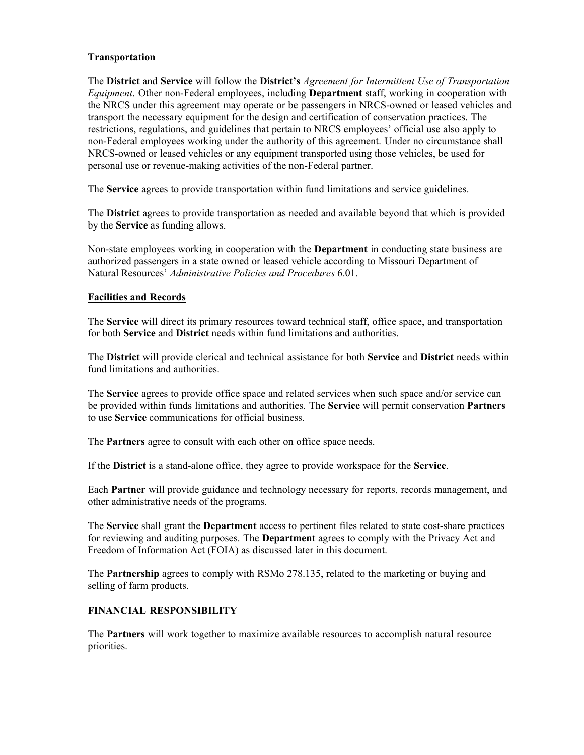**Transportation**

The **District** and **Service** will follow the **District's** *Agreement for Intermittent Use of Transportation Equipment*. Other non-Federal employees, including **Department** staff, working in cooperation with the NRCS under this agreement may operate or be passengers in NRCS-owned or leased vehicles and transport the necessary equipment for the design and certification of conservation practices. The restrictions, regulations, and guidelines that pertain to NRCS employees' official use also apply to non-Federal employees working under the authority of this agreement. Under no circumstance shall NRCS-owned or leased vehicles or any equipment transported using those vehicles, be used for personal use or revenue-making activities of the non-Federal partner.

The **Service** agrees to provide transportation within fund limitations and service guidelines.

The **District** agrees to provide transportation as needed and available beyond that which is provided by the **Service** as funding allows.

Non-state employees working in cooperation with the **Department** in conducting state business are authorized passengers in a state owned or leased vehicle according to Missouri Department of Natural Resources' *Administrative Policies and Procedures* 6.01.

**Facilities and Records**

The **Service** will direct its primary resources toward technical staff, office space, and transportation for both **Service** and **District** needs within fund limitations and authorities.

The **District** will provide clerical and technical assistance for both **Service** and **District** needs within fund limitations and authorities.

The **Service** agrees to provide office space and related services when such space and/or service can be provided within funds limitations and authorities. The **Service** will permit conservation **Partners** to use **Service** communications for official business.

The **Partners** agree to consult with each other on office space needs.

If the **District** is a stand-alone office, they agree to provide workspace for the **Service**.

Each **Partner** will provide guidance and technology necessary for reports, records management, and other administrative needs of the programs.

The **Service** shall grant the **Department** access to pertinent files related to state cost-share practices for reviewing and auditing purposes. The **Department** agrees to comply with the Privacy Act and Freedom of Information Act (FOIA) as discussed later in this document.

The **Partnership** agrees to comply with RSMo 278.135, related to the marketing or buying and selling of farm products.

## FINANCIAL RESPONSIBILITY

The **Partners** will work together to maximize available resources to accomplish natural resource priorities.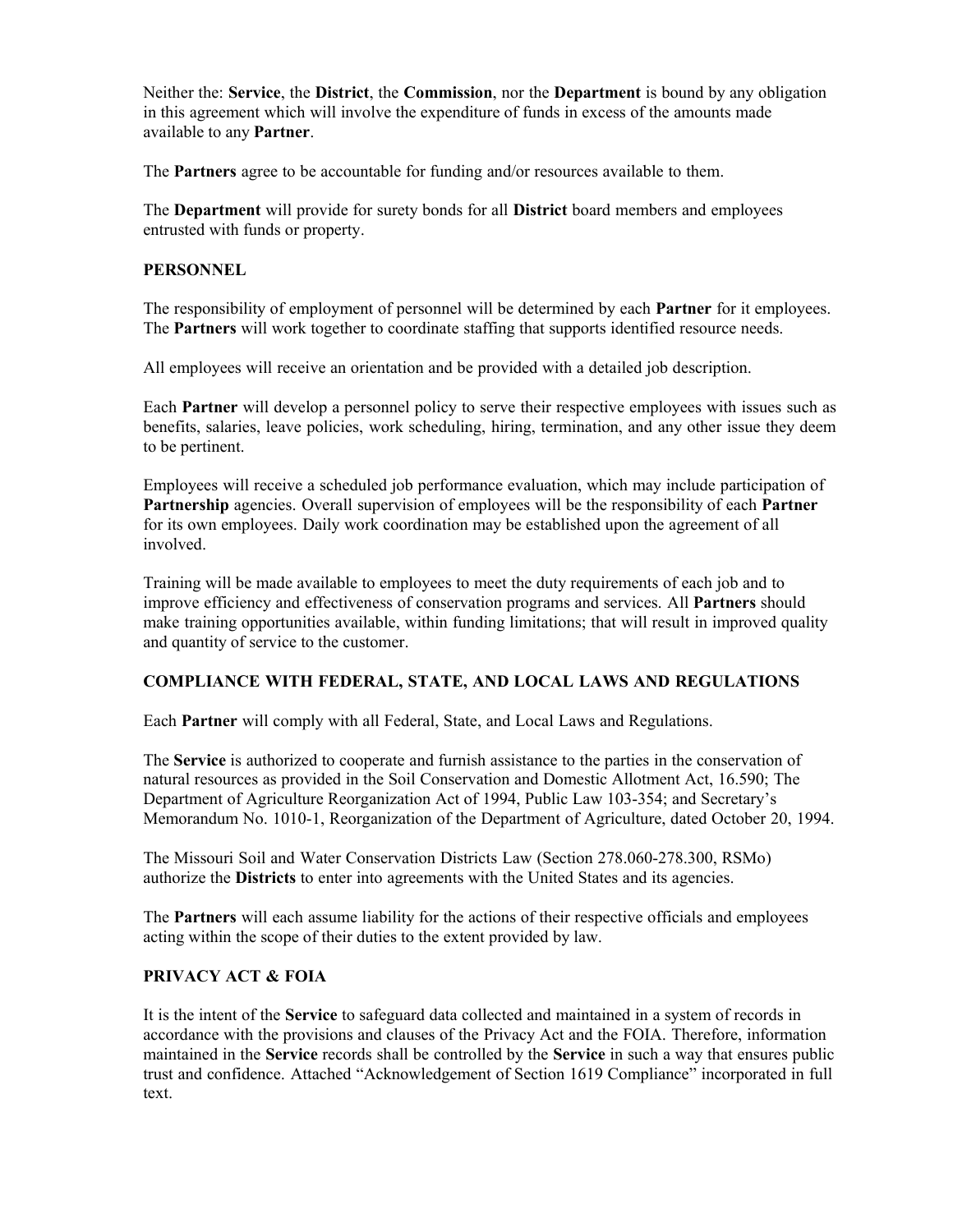Neither the: **Service**, the **District**, the **Commission**, nor the **Department** is bound by any obligation in this agreement which will involve the expenditure of funds in excess of the amounts made available to any **Partner**.

The **Partners** agree to be accountable for funding and/or resources available to them.

The **Department** will provide for surety bonds for all **District** board members and employees entrusted with funds or property.

## PERSONNEL

The responsibility of employment of personnel will be determined by each **Partner** for it employees. The **Partners** will work together to coordinate staffing that supports identified resource needs.

All employees will receive an orientation and be provided with a detailed job description.

Each **Partner** will develop a personnel policy to serve their respective employees with issues such as benefits, salaries, leave policies, work scheduling, hiring, termination, and any other issue they deem to be pertinent.

Employees will receive a scheduled job performance evaluation, which may include participation of **Partnership** agencies. Overall supervision of employees will be the responsibility of each **Partner** for its own employees. Daily work coordination may be established upon the agreement of all involved.

Training will be made available to employees to meet the duty requirements of each job and to improve efficiency and effectiveness of conservation programs and services. All **Partners** should make training opportunities available, within funding limitations; that will result in improved quality and quantity of service to the customer.

## COMPLIANCE WITH FEDERAL, STATE, AND LOCAL LAWS AND REGULATIONS

Each **Partner** will comply with all Federal, State, and Local Laws and Regulations.

The **Service** is authorized to cooperate and furnish assistance to the parties in the conservation of natural resources as provided in the Soil Conservation and Domestic Allotment Act, 16.590; The Department of Agriculture Reorganization Act of 1994, Public Law 103-354; and Secretary's Memorandum No. 1010-1, Reorganization of the Department of Agriculture, dated October 20, 1994.

The Missouri Soil and Water Conservation Districts Law (Section 278.060-278.300, RSMo) authorize the **Districts** to enter into agreements with the United States and its agencies.

The **Partners** will each assume liability for the actions of their respective officials and employees acting within the scope of their duties to the extent provided by law.

## PRIVACY ACT & FOIA

It is the intent of the **Service** to safeguard data collected and maintained in a system of records in accordance with the provisions and clauses of the Privacy Act and the FOIA. Therefore, information maintained in the **Service** records shall be controlled by the **Service** in such a way that ensures public trust and confidence. Attached "Acknowledgement of Section 1619 Compliance" incorporated in full text.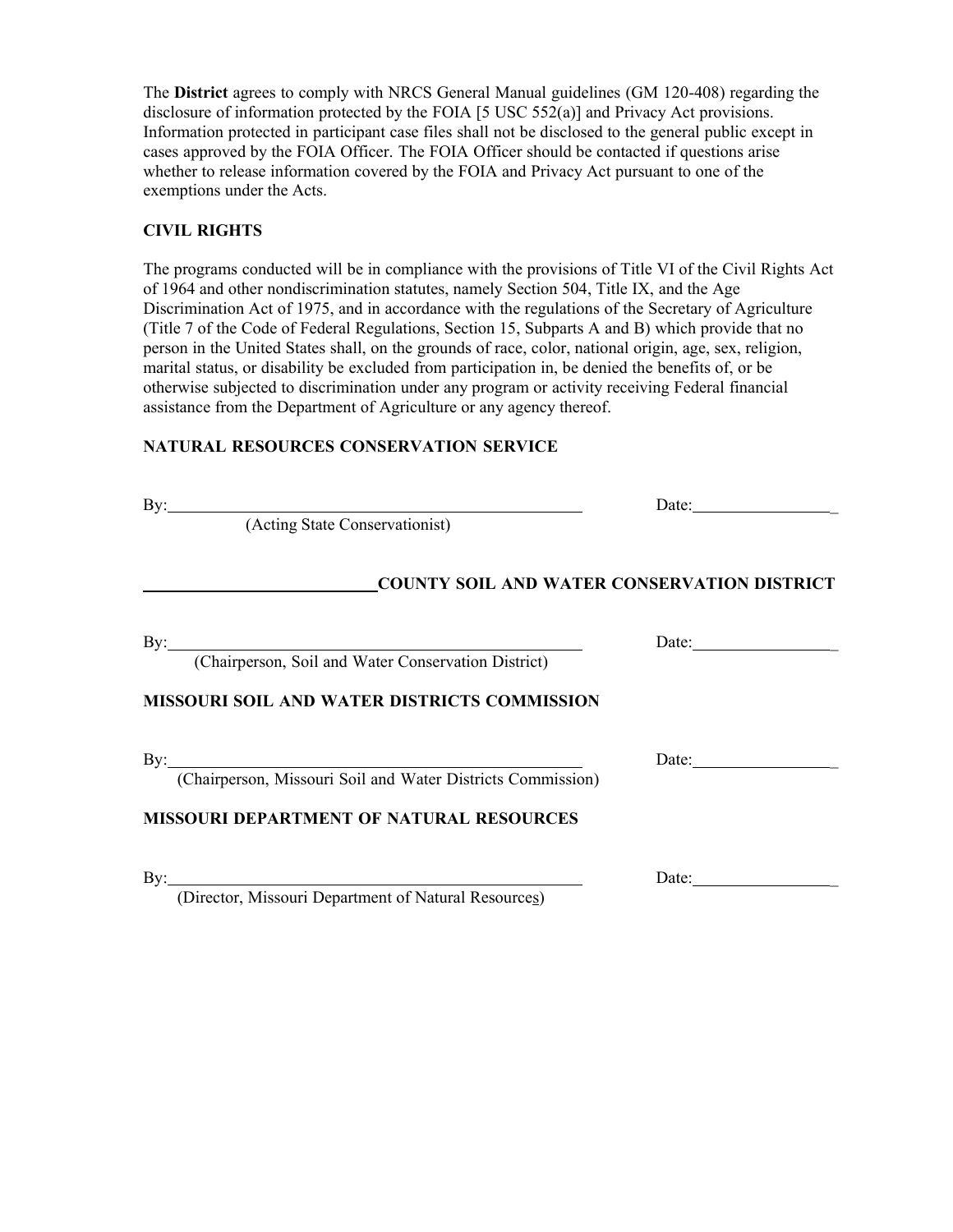The **District** agrees to comply with NRCS General Manual guidelines (GM 120-408) regarding the disclosure of information protected by the FOIA [5 USC 552(a)] and Privacy Act provisions. Information protected in participant case files shall not be disclosed to the general public except in cases approved by the FOIA Officer. The FOIA Officer should be contacted if questions arise whether to release information covered by the FOIA and Privacy Act pursuant to one of the exemptions under the Acts.

**CIVIL RIGHTS**

The programs conducted will be in compliance with the provisions of Title VI of the Civil Rights Act of 1964 and other nondiscrimination statutes, namely Section 504, Title IX, and the Age Discrimination Act of 1975, and in accordance with the regulations of the Secretary of Agriculture (Title 7 of the Code of Federal Regulations, Section 15, Subparts A and B) which provide that no person in the United States shall, on the grounds of race, color, national origin, age, sex, religion, marital status, or disability be excluded from participation in, be denied the benefits of, or be otherwise subjected to discrimination under any program or activity receiving Federal financial assistance from the Department of Agriculture or any agency thereof.

**NATURAL RESOURCES CONSERVATION SERVICE**

By:______________________________________________ Date:_________________
(Acting State Conservationist)

**______________________COUNTY SOIL AND WATER CONSERVATION DISTRICT**

By:______________________________________________ Date:_________________
(Chairperson, Soil and Water Conservation District)

**MISSOURI SOIL AND WATER DISTRICTS COMMISSION**

By:______________________________________________ Date:_________________
(Chairperson, Missouri Soil and Water Districts Commission)

**MISSOURI DEPARTMENT OF NATURAL RESOURCES**

By:______________________________________________ Date:_________________
(Director, Missouri Department of Natural Resources)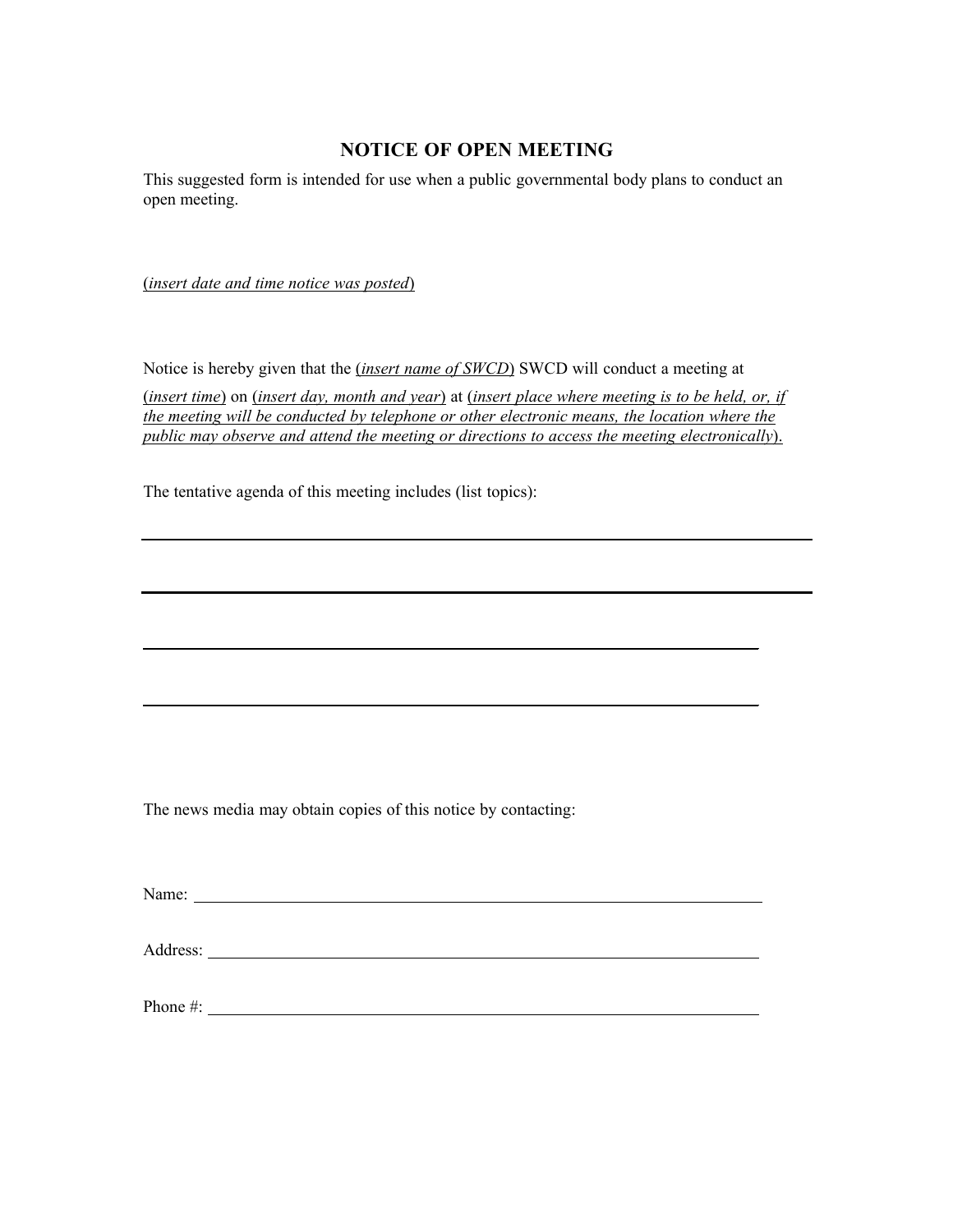# NOTICE OF OPEN MEETING

This suggested form is intended for use when a public governmental body plans to conduct an open meeting.

(*insert date and time notice was posted*)

Notice is hereby given that the (*insert name of SWCD*) SWCD will conduct a meeting at (*insert time*) on (*insert day, month and year*) at (*insert place where meeting is to be held, or, if the meeting will be conducted by telephone or other electronic means, the location where the public may observe and attend the meeting or directions to access the meeting electronically*).

The tentative agenda of this meeting includes (list topics):

______________________________________________________________

______________________________________________________________

______________________________________________________________

______________________________________________________________

The news media may obtain copies of this notice by contacting:

Name: ______________________________________________________

Address: ____________________________________________________

Phone #: ____________________________________________________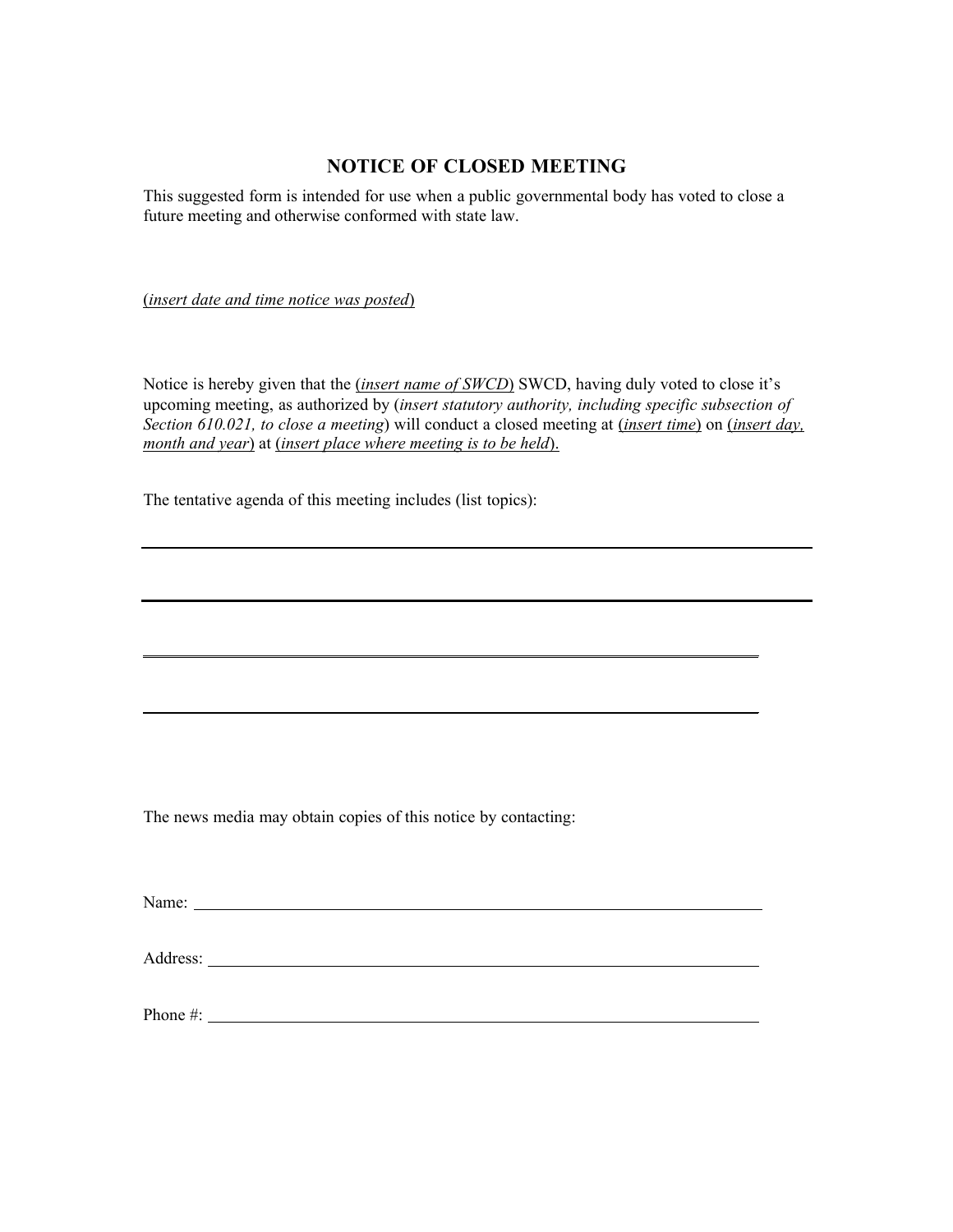# NOTICE OF CLOSED MEETING

This suggested form is intended for use when a public governmental body has voted to close a future meeting and otherwise conformed with state law.

(*insert date and time notice was posted*)

Notice is hereby given that the (*insert name of SWCD*) SWCD, having duly voted to close it's upcoming meeting, as authorized by (*insert statutory authority, including specific subsection of Section 610.021, to close a meeting*) will conduct a closed meeting at (*insert time*) on (*insert day, month and year*) at (*insert place where meeting is to be held*).

The tentative agenda of this meeting includes (list topics):

\_\_\_\_\_\_\_\_\_\_\_\_\_\_\_\_\_\_\_\_\_\_\_\_\_\_\_\_\_\_\_\_\_\_\_\_\_\_\_\_\_\_\_\_\_\_\_\_\_\_\_\_\_\_\_\_\_\_\_\_

\_\_\_\_\_\_\_\_\_\_\_\_\_\_\_\_\_\_\_\_\_\_\_\_\_\_\_\_\_\_\_\_\_\_\_\_\_\_\_\_\_\_\_\_\_\_\_\_\_\_\_\_\_\_\_\_\_\_\_\_

\_\_\_\_\_\_\_\_\_\_\_\_\_\_\_\_\_\_\_\_\_\_\_\_\_\_\_\_\_\_\_\_\_\_\_\_\_\_\_\_\_\_\_\_\_\_\_\_\_\_\_\_\_\_\_\_\_\_

\_\_\_\_\_\_\_\_\_\_\_\_\_\_\_\_\_\_\_\_\_\_\_\_\_\_\_\_\_\_\_\_\_\_\_\_\_\_\_\_\_\_\_\_\_\_\_\_\_\_\_\_\_\_\_\_\_\_

The news media may obtain copies of this notice by contacting:

Name: \_\_\_\_\_\_\_\_\_\_\_\_\_\_\_\_\_\_\_\_\_\_\_\_\_\_\_\_\_\_\_\_\_\_\_\_\_\_\_\_\_\_\_\_\_\_\_\_\_\_\_\_

Address: \_\_\_\_\_\_\_\_\_\_\_\_\_\_\_\_\_\_\_\_\_\_\_\_\_\_\_\_\_\_\_\_\_\_\_\_\_\_\_\_\_\_\_\_\_\_\_\_\_\_

Phone #: \_\_\_\_\_\_\_\_\_\_\_\_\_\_\_\_\_\_\_\_\_\_\_\_\_\_\_\_\_\_\_\_\_\_\_\_\_\_\_\_\_\_\_\_\_\_\_\_\_\_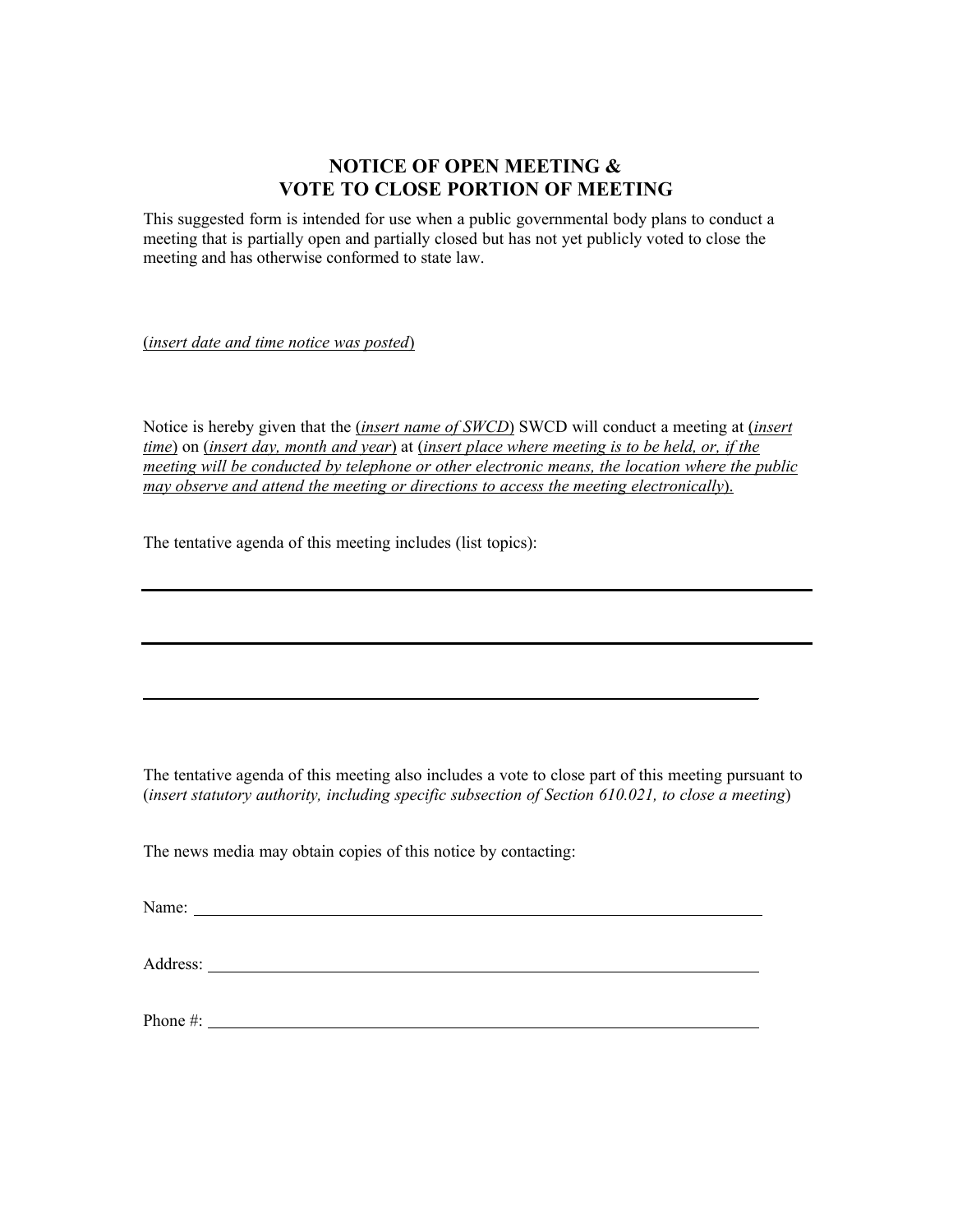# NOTICE OF OPEN MEETING & VOTE TO CLOSE PORTION OF MEETING

This suggested form is intended for use when a public governmental body plans to conduct a meeting that is partially open and partially closed but has not yet publicly voted to close the meeting and has otherwise conformed to state law.

(*insert date and time notice was posted*)

Notice is hereby given that the (*insert name of SWCD*) SWCD will conduct a meeting at (*insert time*) on (*insert day, month and year*) at (*insert place where meeting is to be held, or, if the meeting will be conducted by telephone or other electronic means, the location where the public may observe and attend the meeting or directions to access the meeting electronically*).

The tentative agenda of this meeting includes (list topics):

______________________________________________

______________________________________________

______________________________________________

The tentative agenda of this meeting also includes a vote to close part of this meeting pursuant to (*insert statutory authority, including specific subsection of Section 610.021, to close a meeting*)

The news media may obtain copies of this notice by contacting:

Name: ______________________________________________

Address: ______________________________________________

Phone #: ______________________________________________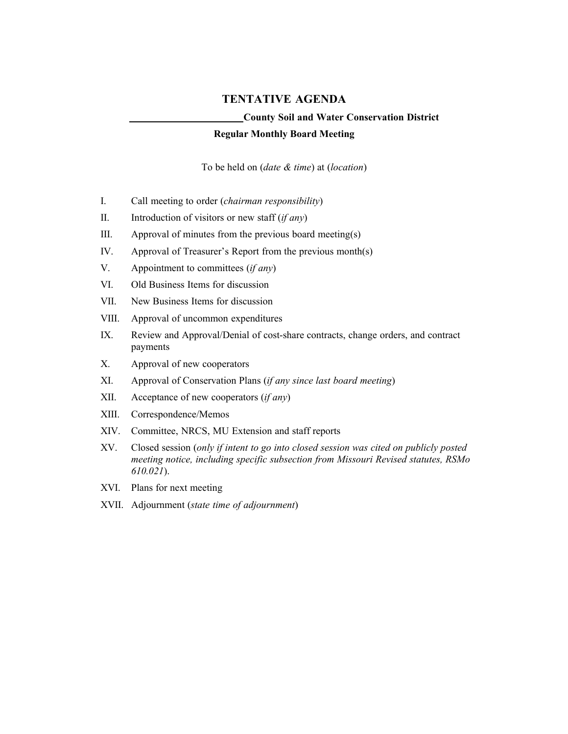# TENTATIVE AGENDA

**\_\_\_\_\_\_\_\_\_\_\_\_\_\_\_\_\_\_\_\_\_\_\_County Soil and Water Conservation District**

**Regular Monthly Board Meeting**

To be held on (*date & time*) at (*location*)

I. Call meeting to order (*chairman responsibility*)

II. Introduction of visitors or new staff (*if any*)

III. Approval of minutes from the previous board meeting(s)

IV. Approval of Treasurer's Report from the previous month(s)

V. Appointment to committees (*if any*)

VI. Old Business Items for discussion

VII. New Business Items for discussion

VIII. Approval of uncommon expenditures

IX. Review and Approval/Denial of cost-share contracts, change orders, and contract payments

X. Approval of new cooperators

XI. Approval of Conservation Plans (*if any since last board meeting*)

XII. Acceptance of new cooperators (*if any*)

XIII. Correspondence/Memos

XIV. Committee, NRCS, MU Extension and staff reports

XV. Closed session (*only if intent to go into closed session was cited on publicly posted meeting notice, including specific subsection from Missouri Revised statutes, RSMo 610.021*).

XVI. Plans for next meeting

XVII. Adjournment (*state time of adjournment*)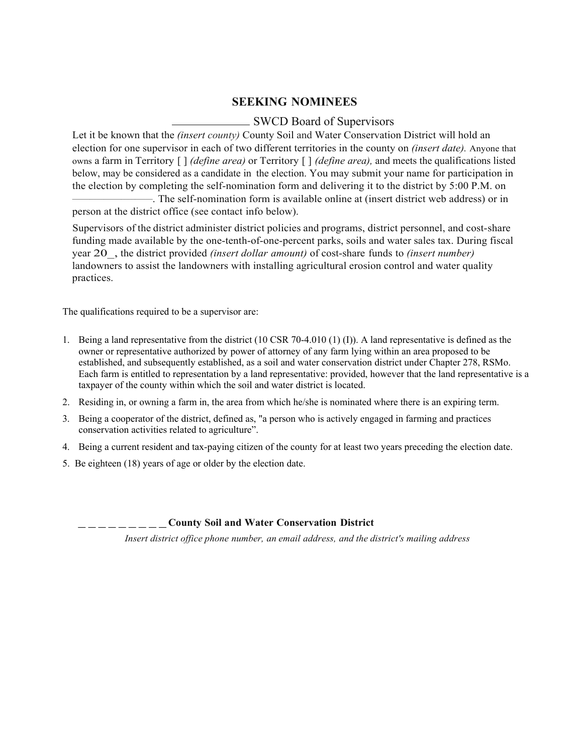## SEEKING NOMINEES

_____________ SWCD Board of Supervisors

Let it be known that the *(insert county)* County Soil and Water Conservation District will hold an election for one supervisor in each of two different territories in the county on *(insert date)*. Anyone that owns a farm in Territory [ ] *(define area)* or Territory [ ] *(define area),* and meets the qualifications listed below, may be considered as a candidate in the election. You may submit your name for participation in the election by completing the self-nomination form and delivering it to the district by 5:00 P.M. on ________________. The self-nomination form is available online at (insert district web address) or in person at the district office (see contact info below).

Supervisors of the district administer district policies and programs, district personnel, and cost-share funding made available by the one-tenth-of-one-percent parks, soils and water sales tax. During fiscal year 20_, the district provided *(insert dollar amount)* of cost-share funds to *(insert number)* landowners to assist the landowners with installing agricultural erosion control and water quality practices.

The qualifications required to be a supervisor are:

1. Being a land representative from the district (10 CSR 70-4.010 (1) (I)). A land representative is defined as the owner or representative authorized by power of attorney of any farm lying within an area proposed to be established, and subsequently established, as a soil and water conservation district under Chapter 278, RSMo. Each farm is entitled to representation by a land representative: provided, however that the land representative is a taxpayer of the county within which the soil and water district is located.
2. Residing in, or owning a farm in, the area from which he/she is nominated where there is an expiring term.
3. Being a cooperator of the district, defined as, "a person who is actively engaged in farming and practices conservation activities related to agriculture".
4. Being a current resident and tax-paying citizen of the county for at least two years preceding the election date.
5. Be eighteen (18) years of age or older by the election date.

**_ _ _ _ _ _ _ _ _ _ County Soil and Water Conservation District**

*Insert district office phone number, an email address, and the district's mailing address*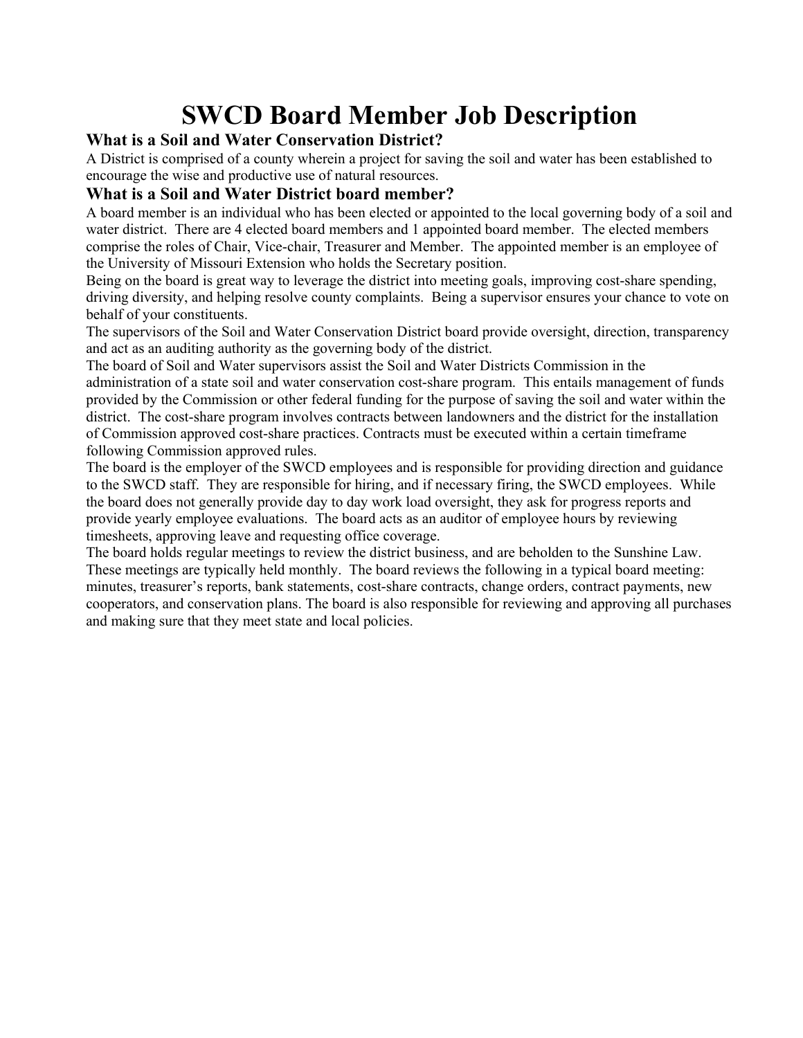# SWCD Board Member Job Description

### What is a Soil and Water Conservation District?

A District is comprised of a county wherein a project for saving the soil and water has been established to encourage the wise and productive use of natural resources.

### What is a Soil and Water District board member?

A board member is an individual who has been elected or appointed to the local governing body of a soil and water district. There are 4 elected board members and 1 appointed board member. The elected members comprise the roles of Chair, Vice-chair, Treasurer and Member. The appointed member is an employee of the University of Missouri Extension who holds the Secretary position.

Being on the board is great way to leverage the district into meeting goals, improving cost-share spending, driving diversity, and helping resolve county complaints. Being a supervisor ensures your chance to vote on behalf of your constituents.

The supervisors of the Soil and Water Conservation District board provide oversight, direction, transparency and act as an auditing authority as the governing body of the district.

The board of Soil and Water supervisors assist the Soil and Water Districts Commission in the administration of a state soil and water conservation cost-share program. This entails management of funds provided by the Commission or other federal funding for the purpose of saving the soil and water within the district. The cost-share program involves contracts between landowners and the district for the installation of Commission approved cost-share practices. Contracts must be executed within a certain timeframe following Commission approved rules.

The board is the employer of the SWCD employees and is responsible for providing direction and guidance to the SWCD staff. They are responsible for hiring, and if necessary firing, the SWCD employees. While the board does not generally provide day to day work load oversight, they ask for progress reports and provide yearly employee evaluations. The board acts as an auditor of employee hours by reviewing timesheets, approving leave and requesting office coverage.

The board holds regular meetings to review the district business, and are beholden to the Sunshine Law. These meetings are typically held monthly. The board reviews the following in a typical board meeting: minutes, treasurer's reports, bank statements, cost-share contracts, change orders, contract payments, new cooperators, and conservation plans. The board is also responsible for reviewing and approving all purchases and making sure that they meet state and local policies.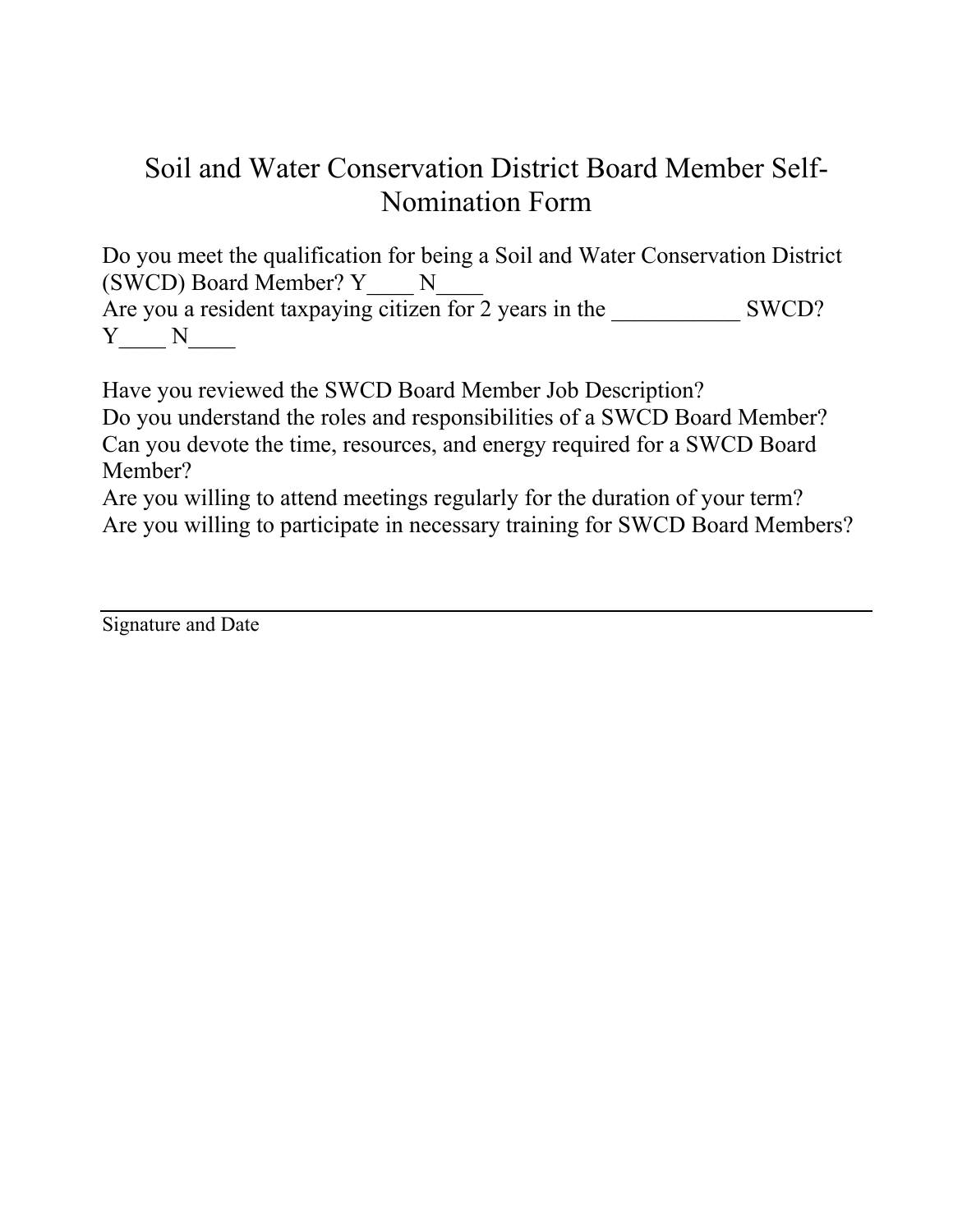# Soil and Water Conservation District Board Member Self-Nomination Form

Do you meet the qualification for being a Soil and Water Conservation District (SWCD) Board Member? Y____ N____
Are you a resident taxpaying citizen for 2 years in the ___________ SWCD? Y____ N____

Have you reviewed the SWCD Board Member Job Description?
Do you understand the roles and responsibilities of a SWCD Board Member?
Can you devote the time, resources, and energy required for a SWCD Board Member?
Are you willing to attend meetings regularly for the duration of your term?
Are you willing to participate in necessary training for SWCD Board Members?

______________________________________________________________

Signature and Date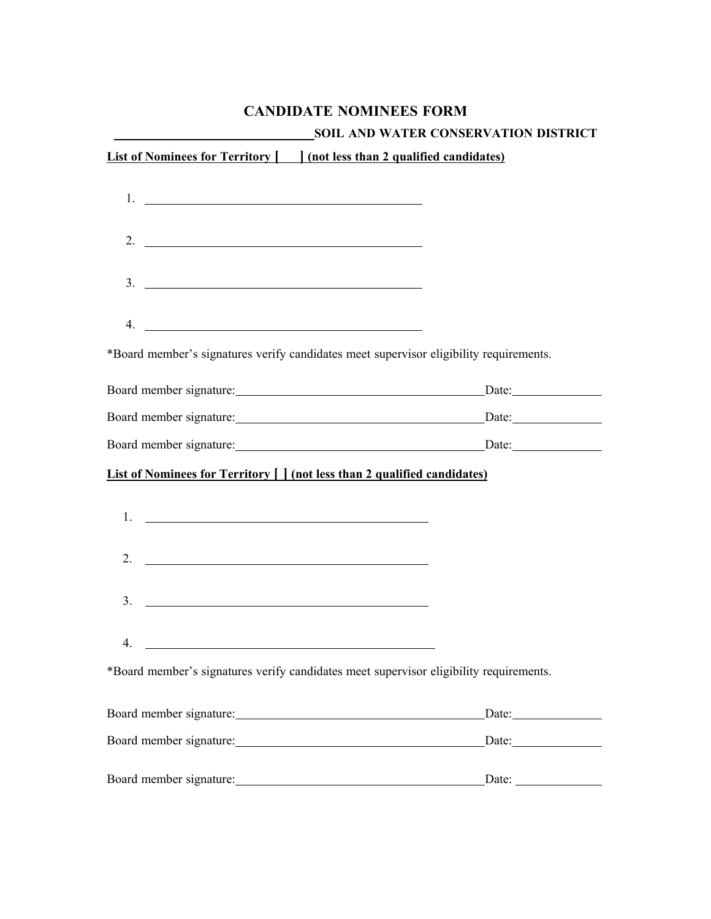# CANDIDATE NOMINEES FORM

**\_\_\_\_\_\_\_\_\_\_\_\_\_\_\_\_\_\_\_\_\_\_\_\_\_\_\_\_\_\_SOIL AND WATER CONSERVATION DISTRICT**

**List of Nominees for Territory [    ] (not less than 2 qualified candidates)**

1. \_\_\_\_\_\_\_\_\_\_\_\_\_\_\_\_\_\_\_\_\_\_\_\_\_\_\_\_\_\_\_\_\_\_\_\_\_\_\_\_\_\_\_\_

2. \_\_\_\_\_\_\_\_\_\_\_\_\_\_\_\_\_\_\_\_\_\_\_\_\_\_\_\_\_\_\_\_\_\_\_\_\_\_\_\_\_\_\_\_

3. \_\_\_\_\_\_\_\_\_\_\_\_\_\_\_\_\_\_\_\_\_\_\_\_\_\_\_\_\_\_\_\_\_\_\_\_\_\_\_\_\_\_\_\_

4. \_\_\_\_\_\_\_\_\_\_\_\_\_\_\_\_\_\_\_\_\_\_\_\_\_\_\_\_\_\_\_\_\_\_\_\_\_\_\_\_\_\_\_\_

*Board member's signatures verify candidates meet supervisor eligibility requirements.

Board member signature:\_\_\_\_\_\_\_\_\_\_\_\_\_\_\_\_\_\_\_\_\_\_\_\_\_\_\_\_\_\_\_\_\_\_\_\_\_\_\_\_Date:\_\_\_\_\_\_\_\_\_\_\_\_\_\_

Board member signature:\_\_\_\_\_\_\_\_\_\_\_\_\_\_\_\_\_\_\_\_\_\_\_\_\_\_\_\_\_\_\_\_\_\_\_\_\_\_\_\_Date:\_\_\_\_\_\_\_\_\_\_\_\_\_\_

Board member signature:\_\_\_\_\_\_\_\_\_\_\_\_\_\_\_\_\_\_\_\_\_\_\_\_\_\_\_\_\_\_\_\_\_\_\_\_\_\_\_\_Date:\_\_\_\_\_\_\_\_\_\_\_\_\_\_

**List of Nominees for Territory [ ] (not less than 2 qualified candidates)**

1. \_\_\_\_\_\_\_\_\_\_\_\_\_\_\_\_\_\_\_\_\_\_\_\_\_\_\_\_\_\_\_\_\_\_\_\_\_\_\_\_\_\_\_\_

2. \_\_\_\_\_\_\_\_\_\_\_\_\_\_\_\_\_\_\_\_\_\_\_\_\_\_\_\_\_\_\_\_\_\_\_\_\_\_\_\_\_\_\_\_

3. \_\_\_\_\_\_\_\_\_\_\_\_\_\_\_\_\_\_\_\_\_\_\_\_\_\_\_\_\_\_\_\_\_\_\_\_\_\_\_\_\_\_\_\_

4. \_\_\_\_\_\_\_\_\_\_\_\_\_\_\_\_\_\_\_\_\_\_\_\_\_\_\_\_\_\_\_\_\_\_\_\_\_\_\_\_\_\_\_\_

*Board member's signatures verify candidates meet supervisor eligibility requirements.

Board member signature:\_\_\_\_\_\_\_\_\_\_\_\_\_\_\_\_\_\_\_\_\_\_\_\_\_\_\_\_\_\_\_\_\_\_\_\_\_\_\_\_Date:\_\_\_\_\_\_\_\_\_\_\_\_\_\_

Board member signature:\_\_\_\_\_\_\_\_\_\_\_\_\_\_\_\_\_\_\_\_\_\_\_\_\_\_\_\_\_\_\_\_\_\_\_\_\_\_\_\_Date:\_\_\_\_\_\_\_\_\_\_\_\_\_\_

Board member signature:\_\_\_\_\_\_\_\_\_\_\_\_\_\_\_\_\_\_\_\_\_\_\_\_\_\_\_\_\_\_\_\_\_\_\_\_\_\_\_\_Date: \_\_\_\_\_\_\_\_\_\_\_\_\_\_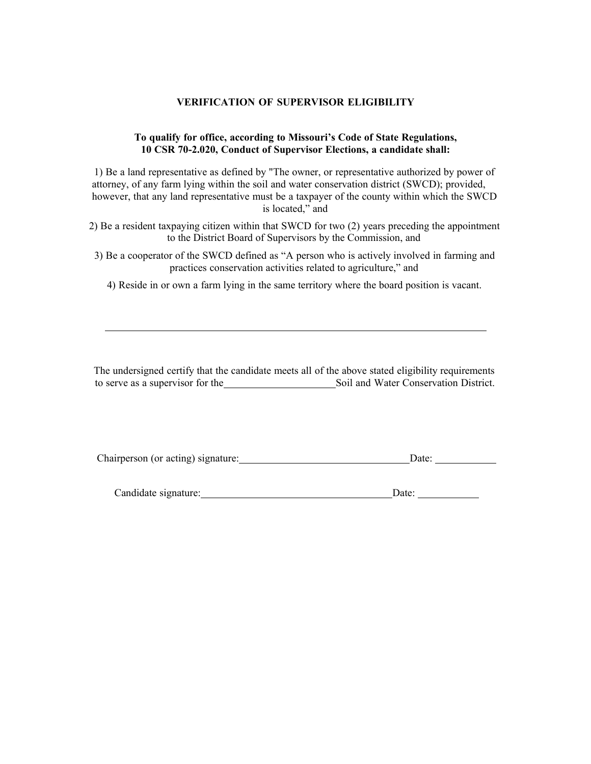## VERIFICATION OF SUPERVISOR ELIGIBILITY

**To qualify for office, according to Missouri's Code of State Regulations, 10 CSR 70-2.020, Conduct of Supervisor Elections, a candidate shall:**

1) Be a land representative as defined by "The owner, or representative authorized by power of attorney, of any farm lying within the soil and water conservation district (SWCD); provided, however, that any land representative must be a taxpayer of the county within which the SWCD is located," and

2) Be a resident taxpaying citizen within that SWCD for two (2) years preceding the appointment to the District Board of Supervisors by the Commission, and

3) Be a cooperator of the SWCD defined as "A person who is actively involved in farming and practices conservation activities related to agriculture," and

4) Reside in or own a farm lying in the same territory where the board position is vacant.

---

The undersigned certify that the candidate meets all of the above stated eligibility requirements to serve as a supervisor for the \_\_\_\_\_\_\_\_\_\_\_\_\_\_\_\_\_\_\_\_ Soil and Water Conservation District.

Chairperson (or acting) signature: \_\_\_\_\_\_\_\_\_\_\_\_\_\_\_\_\_\_\_\_\_\_\_\_\_\_\_\_\_\_ Date: \_\_\_\_\_\_\_\_\_\_

Candidate signature: \_\_\_\_\_\_\_\_\_\_\_\_\_\_\_\_\_\_\_\_\_\_\_\_\_\_\_\_\_\_\_\_\_\_ Date: \_\_\_\_\_\_\_\_\_\_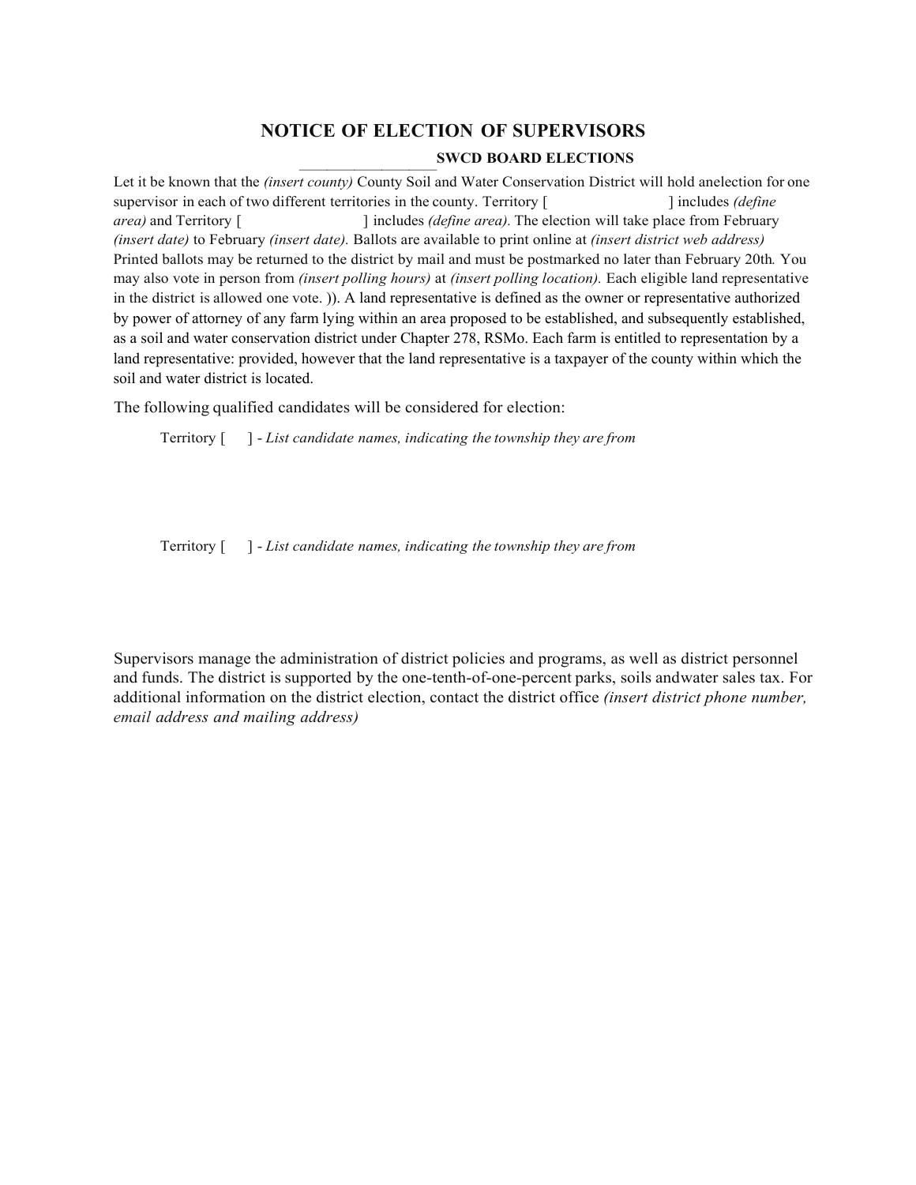# NOTICE OF ELECTION OF SUPERVISORS

**__________________ SWCD BOARD ELECTIONS**

Let it be known that the *(insert county)* County Soil and Water Conservation District will hold anelection for one supervisor in each of two different territories in the county. Territory [ ] includes *(define area)* and Territory [ ] includes *(define area).* The election will take place from February *(insert date)* to February *(insert date).* Ballots are available to print online at *(insert district web address)* Printed ballots may be returned to the district by mail and must be postmarked no later than February 20th. You may also vote in person from *(insert polling hours)* at *(insert polling location).* Each eligible land representative in the district is allowed one vote. )). A land representative is defined as the owner or representative authorized by power of attorney of any farm lying within an area proposed to be established, and subsequently established, as a soil and water conservation district under Chapter 278, RSMo. Each farm is entitled to representation by a land representative: provided, however that the land representative is a taxpayer of the county within which the soil and water district is located.

The following qualified candidates will be considered for election:

Territory [ ] - *List candidate names, indicating the township they are from*

Territory [ ] - *List candidate names, indicating the township they are from*

Supervisors manage the administration of district policies and programs, as well as district personnel and funds. The district is supported by the one-tenth-of-one-percent parks, soils andwater sales tax. For additional information on the district election, contact the district office *(insert district phone number, email address and mailing address)*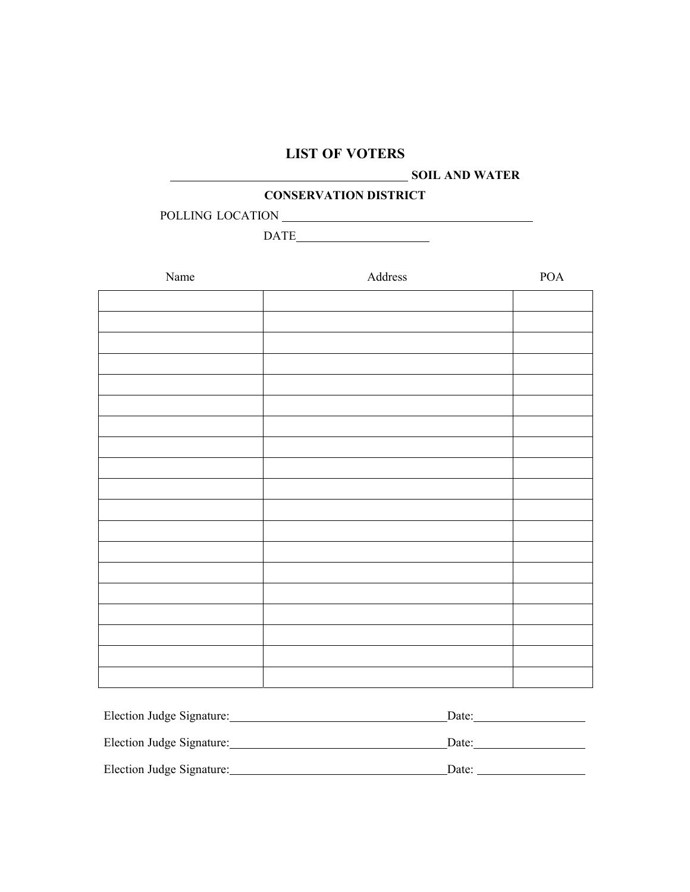# LIST OF VOTERS

**_________________________ SOIL AND WATER CONSERVATION DISTRICT**

POLLING LOCATION ______________________________

DATE________________

| Name | Address | POA |
|---|---|---|
| | | |
| | | |
| | | |
| | | |
| | | |
| | | |
| | | |
| | | |
| | | |
| | | |
| | | |
| | | |
| | | |
| | | |
| | | |
| | | |
| | | |
| | | |
| | | |

Election Judge Signature:______________________________Date:______________

Election Judge Signature:______________________________Date:______________

Election Judge Signature:______________________________Date: ______________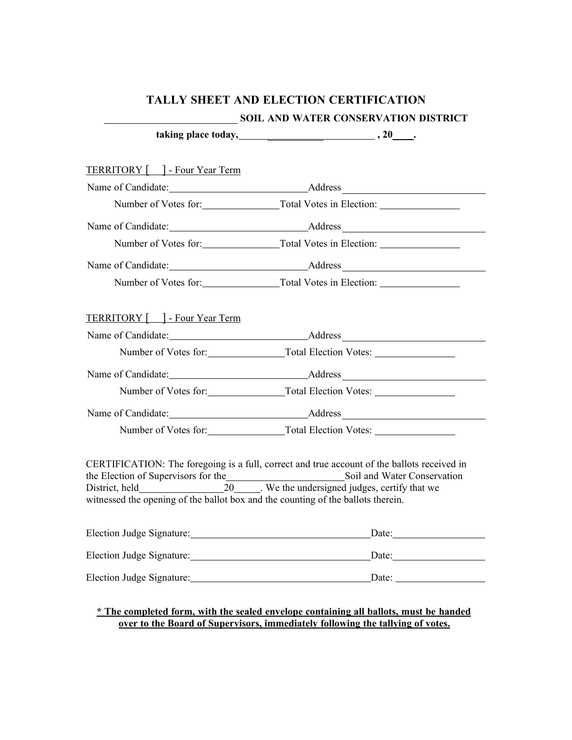# TALLY SHEET AND ELECTION CERTIFICATION

**\_\_\_\_\_\_\_\_\_\_\_\_\_\_\_\_\_\_\_\_\_\_\_\_\_\_ SOIL AND WATER CONSERVATION DISTRICT**

**taking place today, \_\_\_\_\_\_\_\_\_\_\_\_\_\_\_\_\_\_\_\_\_\_\_\_\_\_\_\_\_\_\_\_\_\_\_\_ , 20\_\_\_\_.**

TERRITORY [ ] - Four Year Term

Name of Candidate:\_\_\_\_\_\_\_\_\_\_\_\_\_\_\_\_\_\_\_\_\_\_\_\_\_\_\_\_Address \_\_\_\_\_\_\_\_\_\_\_\_\_\_\_\_\_\_\_\_\_\_\_\_\_\_\_\_\_\_

Number of Votes for:\_\_\_\_\_\_\_\_\_\_\_\_\_\_\_\_Total Votes in Election: \_\_\_\_\_\_\_\_\_\_\_\_\_\_\_\_

Name of Candidate:\_\_\_\_\_\_\_\_\_\_\_\_\_\_\_\_\_\_\_\_\_\_\_\_\_\_\_\_Address \_\_\_\_\_\_\_\_\_\_\_\_\_\_\_\_\_\_\_\_\_\_\_\_\_\_\_\_\_\_

Number of Votes for:\_\_\_\_\_\_\_\_\_\_\_\_\_\_\_\_Total Votes in Election: \_\_\_\_\_\_\_\_\_\_\_\_\_\_\_\_

Name of Candidate:\_\_\_\_\_\_\_\_\_\_\_\_\_\_\_\_\_\_\_\_\_\_\_\_\_\_\_\_Address \_\_\_\_\_\_\_\_\_\_\_\_\_\_\_\_\_\_\_\_\_\_\_\_\_\_\_\_\_\_

Number of Votes for:\_\_\_\_\_\_\_\_\_\_\_\_\_\_\_\_Total Votes in Election: \_\_\_\_\_\_\_\_\_\_\_\_\_\_\_\_

TERRITORY [ ] - Four Year Term

Name of Candidate:\_\_\_\_\_\_\_\_\_\_\_\_\_\_\_\_\_\_\_\_\_\_\_\_\_\_\_\_Address \_\_\_\_\_\_\_\_\_\_\_\_\_\_\_\_\_\_\_\_\_\_\_\_\_\_\_\_\_\_

Number of Votes for:\_\_\_\_\_\_\_\_\_\_\_\_\_\_\_\_Total Election Votes: \_\_\_\_\_\_\_\_\_\_\_\_\_\_\_\_

Name of Candidate:\_\_\_\_\_\_\_\_\_\_\_\_\_\_\_\_\_\_\_\_\_\_\_\_\_\_\_\_Address \_\_\_\_\_\_\_\_\_\_\_\_\_\_\_\_\_\_\_\_\_\_\_\_\_\_\_\_\_\_

Number of Votes for:\_\_\_\_\_\_\_\_\_\_\_\_\_\_\_\_Total Election Votes: \_\_\_\_\_\_\_\_\_\_\_\_\_\_\_\_

Name of Candidate:\_\_\_\_\_\_\_\_\_\_\_\_\_\_\_\_\_\_\_\_\_\_\_\_\_\_\_\_Address \_\_\_\_\_\_\_\_\_\_\_\_\_\_\_\_\_\_\_\_\_\_\_\_\_\_\_\_\_\_

Number of Votes for:\_\_\_\_\_\_\_\_\_\_\_\_\_\_\_\_Total Election Votes: \_\_\_\_\_\_\_\_\_\_\_\_\_\_\_\_

CERTIFICATION: The foregoing is a full, correct and true account of the ballots received in the Election of Supervisors for the\_\_\_\_\_\_\_\_\_\_\_\_\_\_\_\_\_\_\_\_\_\_\_\_Soil and Water Conservation District, held\_\_\_\_\_\_\_\_\_\_\_\_\_\_\_\_\_20\_\_\_\_\_. We the undersigned judges, certify that we witnessed the opening of the ballot box and the counting of the ballots therein.

Election Judge Signature:\_\_\_\_\_\_\_\_\_\_\_\_\_\_\_\_\_\_\_\_\_\_\_\_\_\_\_\_\_\_\_\_\_\_\_\_\_Date:\_\_\_\_\_\_\_\_\_\_\_\_\_\_\_\_\_\_\_

Election Judge Signature:\_\_\_\_\_\_\_\_\_\_\_\_\_\_\_\_\_\_\_\_\_\_\_\_\_\_\_\_\_\_\_\_\_\_\_\_\_Date:\_\_\_\_\_\_\_\_\_\_\_\_\_\_\_\_\_\_\_

Election Judge Signature:\_\_\_\_\_\_\_\_\_\_\_\_\_\_\_\_\_\_\_\_\_\_\_\_\_\_\_\_\_\_\_\_\_\_\_\_\_Date: \_\_\_\_\_\_\_\_\_\_\_\_\_\_\_\_\_\_\_

**\* The completed form, with the sealed envelope containing all ballots, must be handed over to the Board of Supervisors, immediately following the tallying of votes.**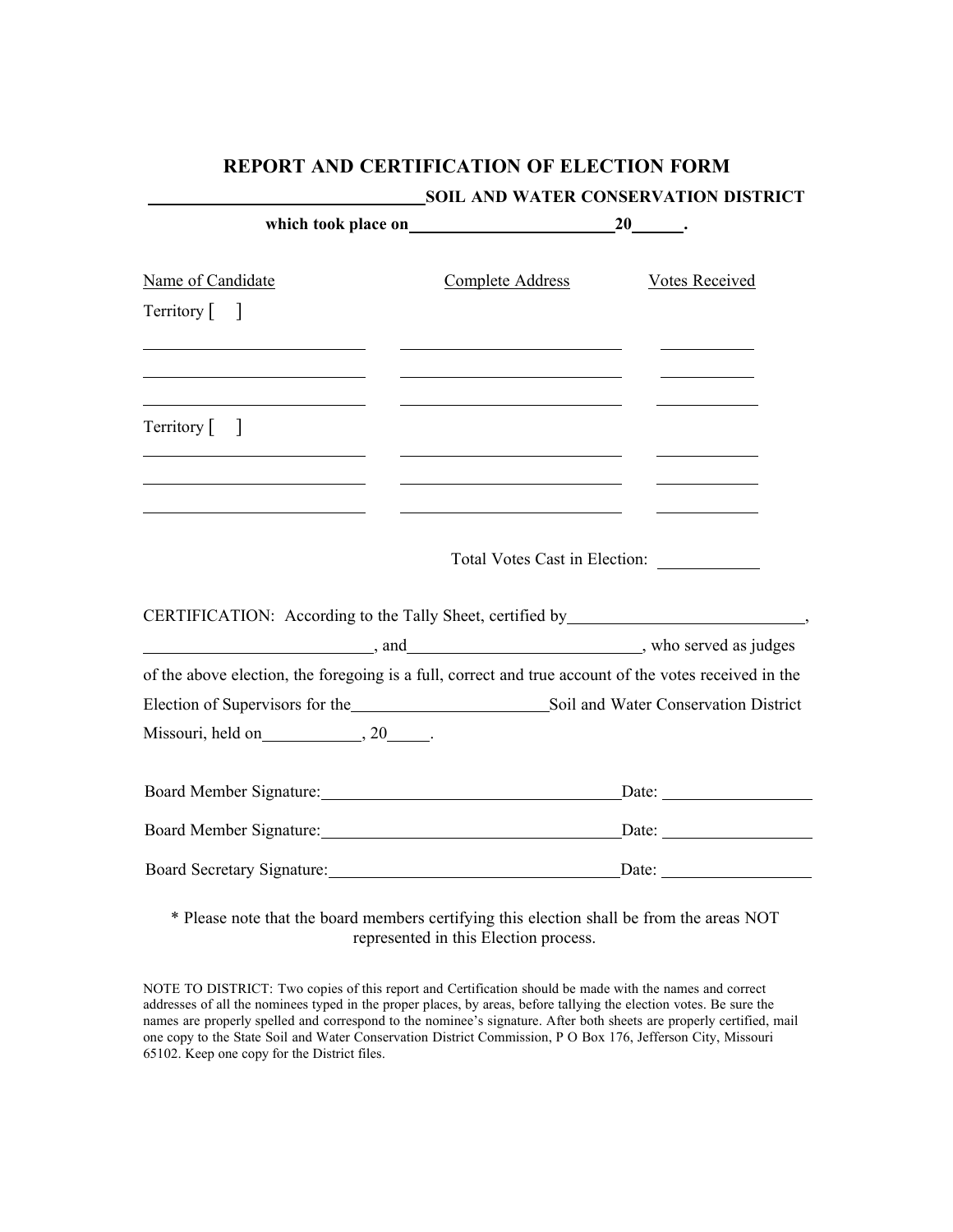# REPORT AND CERTIFICATION OF ELECTION FORM

**\_\_\_\_\_\_\_\_\_\_\_\_\_\_\_\_\_\_\_\_\_\_\_\_\_\_\_\_\_\_\_\_ SOIL AND WATER CONSERVATION DISTRICT**

**which took place on \_\_\_\_\_\_\_\_\_\_\_\_\_\_\_\_\_\_\_\_\_\_\_\_ 20\_\_\_\_\_.**

| Name of Candidate | Complete Address | Votes Received |
|---|---|---|
| Territory [ ] | | |
| \_\_\_\_\_\_\_\_\_\_\_\_\_\_\_\_\_\_\_\_ | \_\_\_\_\_\_\_\_\_\_\_\_\_\_\_\_\_\_\_\_ | \_\_\_\_\_\_\_\_ |
| \_\_\_\_\_\_\_\_\_\_\_\_\_\_\_\_\_\_\_\_ | \_\_\_\_\_\_\_\_\_\_\_\_\_\_\_\_\_\_\_\_ | \_\_\_\_\_\_\_\_ |
| \_\_\_\_\_\_\_\_\_\_\_\_\_\_\_\_\_\_\_\_ | \_\_\_\_\_\_\_\_\_\_\_\_\_\_\_\_\_\_\_\_ | \_\_\_\_\_\_\_\_ |
| Territory [ ] | | |
| \_\_\_\_\_\_\_\_\_\_\_\_\_\_\_\_\_\_\_\_ | \_\_\_\_\_\_\_\_\_\_\_\_\_\_\_\_\_\_\_\_ | \_\_\_\_\_\_\_\_ |
| \_\_\_\_\_\_\_\_\_\_\_\_\_\_\_\_\_\_\_\_ | \_\_\_\_\_\_\_\_\_\_\_\_\_\_\_\_\_\_\_\_ | \_\_\_\_\_\_\_\_ |
| \_\_\_\_\_\_\_\_\_\_\_\_\_\_\_\_\_\_\_\_ | \_\_\_\_\_\_\_\_\_\_\_\_\_\_\_\_\_\_\_\_ | \_\_\_\_\_\_\_\_ |
| | Total Votes Cast in Election: | \_\_\_\_\_\_\_\_ |

CERTIFICATION: According to the Tally Sheet, certified by \_\_\_\_\_\_\_\_\_\_\_\_\_\_\_\_\_\_\_\_\_\_\_\_\_\_\_, \_\_\_\_\_\_\_\_\_\_\_\_\_\_\_\_\_\_\_\_\_\_\_\_\_\_\_, and \_\_\_\_\_\_\_\_\_\_\_\_\_\_\_\_\_\_\_\_\_\_\_\_\_\_\_, who served as judges of the above election, the foregoing is a full, correct and true account of the votes received in the Election of Supervisors for the \_\_\_\_\_\_\_\_\_\_\_\_\_\_\_\_\_\_\_\_\_\_\_ Soil and Water Conservation District Missouri, held on \_\_\_\_\_\_\_\_\_\_\_\_, 20\_\_\_\_\_.

Board Member Signature: \_\_\_\_\_\_\_\_\_\_\_\_\_\_\_\_\_\_\_\_\_\_\_\_\_\_\_\_\_\_\_\_\_\_\_ Date: \_\_\_\_\_\_\_\_\_\_\_\_\_\_\_\_\_\_

Board Member Signature: \_\_\_\_\_\_\_\_\_\_\_\_\_\_\_\_\_\_\_\_\_\_\_\_\_\_\_\_\_\_\_\_\_\_\_ Date: \_\_\_\_\_\_\_\_\_\_\_\_\_\_\_\_\_\_

Board Secretary Signature: \_\_\_\_\_\_\_\_\_\_\_\_\_\_\_\_\_\_\_\_\_\_\_\_\_\_\_\_\_\_\_\_\_\_\_ Date: \_\_\_\_\_\_\_\_\_\_\_\_\_\_\_\_\_\_

* Please note that the board members certifying this election shall be from the areas NOT represented in this Election process.

NOTE TO DISTRICT: Two copies of this report and Certification should be made with the names and correct addresses of all the nominees typed in the proper places, by areas, before tallying the election votes. Be sure the names are properly spelled and correspond to the nominee's signature. After both sheets are properly certified, mail one copy to the State Soil and Water Conservation District Commission, P O Box 176, Jefferson City, Missouri 65102. Keep one copy for the District files.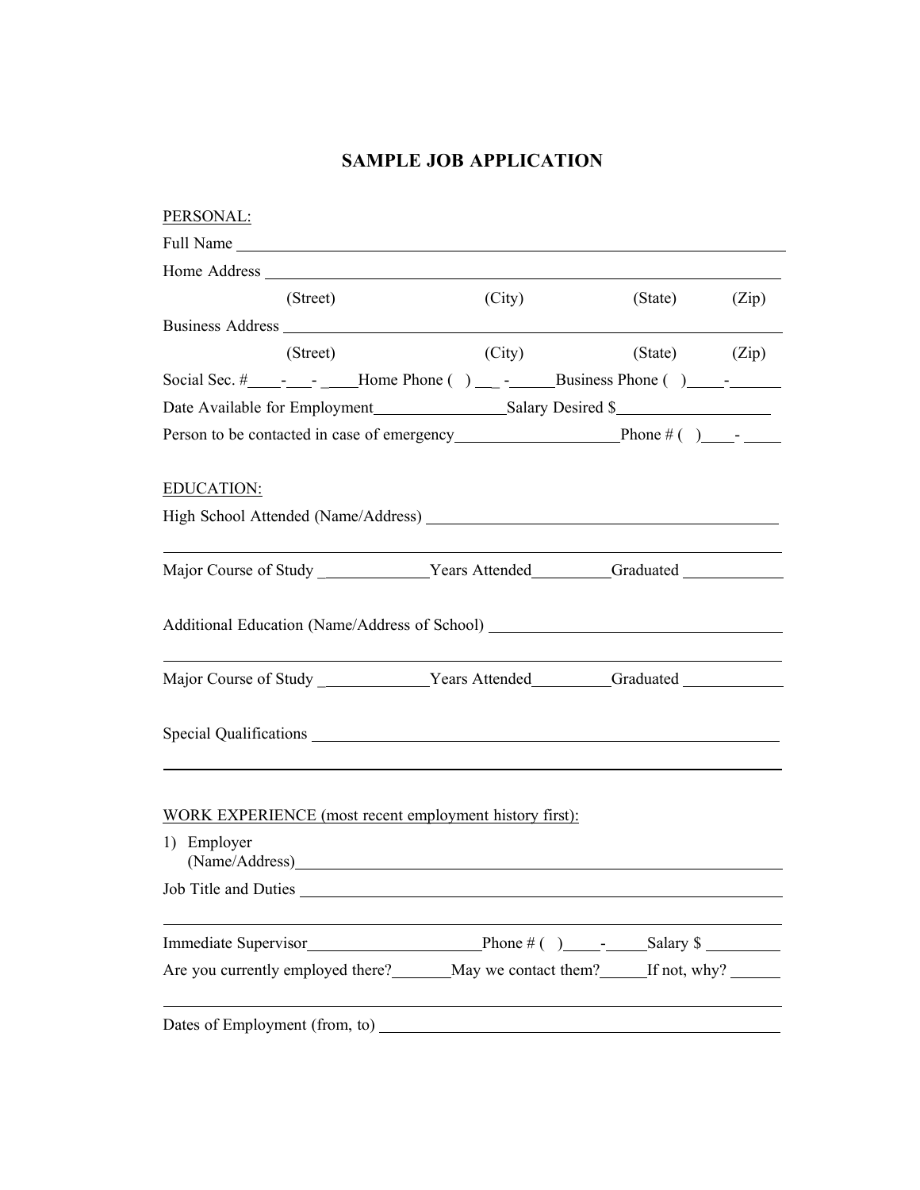# SAMPLE JOB APPLICATION

PERSONAL:

Full Name ______________________________________________________________

Home Address ____________________________________________________________

(Street) (City) (State) (Zip)

Business Address _________________________________________________________

(Street) (City) (State) (Zip)

Social Sec. #____-___- ____Home Phone ( ) ___-_____Business Phone ( )____-______

Date Available for Employment________________Salary Desired $__________________

Person to be contacted in case of emergency____________________Phone # ( )____- ____

EDUCATION:

High School Attended (Name/Address) __________________________________________

______________________________________________________________________

Major Course of Study _____________Years Attended_________Graduated ____________

Additional Education (Name/Address of School) ___________________________________

______________________________________________________________________

Major Course of Study _____________Years Attended_________Graduated ____________

Special Qualifications _____________________________________________________

______________________________________________________________________

WORK EXPERIENCE (most recent employment history first):

1) Employer
(Name/Address)_______________________________________________________

Job Title and Duties ______________________________________________________

______________________________________________________________________

Immediate Supervisor_____________________Phone # ( )_____-_____Salary $ _________

Are you currently employed there?_______May we contact them?_____If not, why? ______

______________________________________________________________________

Dates of Employment (from, to) ______________________________________________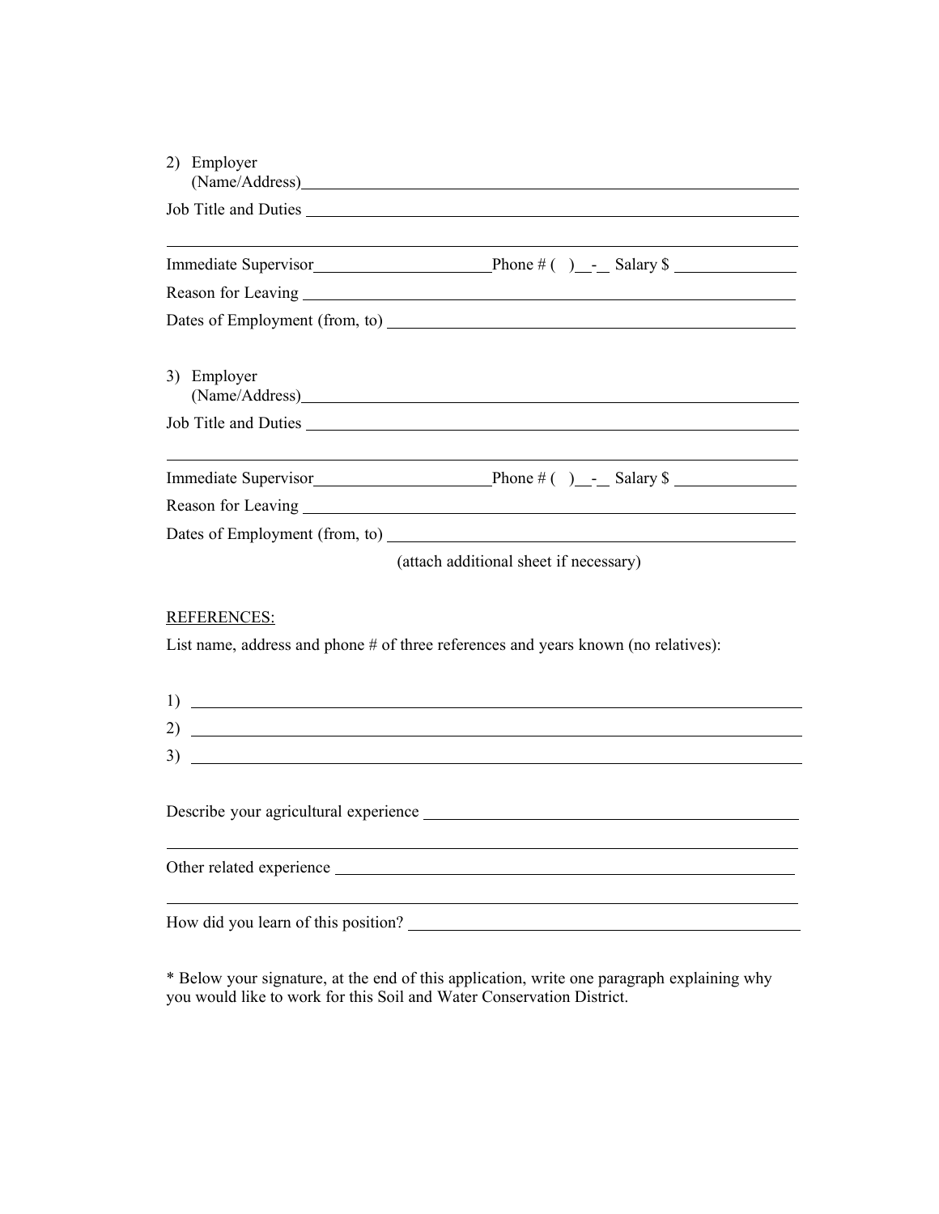2) Employer
   (Name/Address)\_\_\_\_\_\_\_\_\_\_\_\_\_\_\_\_\_\_\_\_\_\_\_\_\_\_\_\_\_\_\_\_\_\_\_\_\_\_\_\_

Job Title and Duties \_\_\_\_\_\_\_\_\_\_\_\_\_\_\_\_\_\_\_\_\_\_\_\_\_\_\_\_\_\_\_\_\_\_\_\_\_\_\_\_

\_\_\_\_\_\_\_\_\_\_\_\_\_\_\_\_\_\_\_\_\_\_\_\_\_\_\_\_\_\_\_\_\_\_\_\_\_\_\_\_\_\_\_\_\_\_\_\_\_\_\_\_\_\_\_\_

Immediate Supervisor\_\_\_\_\_\_\_\_\_\_\_\_\_\_\_\_\_\_\_\_ Phone # ( )\_\_-\_\_ Salary $ \_\_\_\_\_\_\_\_\_\_\_\_

Reason for Leaving \_\_\_\_\_\_\_\_\_\_\_\_\_\_\_\_\_\_\_\_\_\_\_\_\_\_\_\_\_\_\_\_\_\_\_\_\_\_\_\_

Dates of Employment (from, to) \_\_\_\_\_\_\_\_\_\_\_\_\_\_\_\_\_\_\_\_\_\_\_\_\_\_\_\_\_\_\_\_

3) Employer
   (Name/Address)\_\_\_\_\_\_\_\_\_\_\_\_\_\_\_\_\_\_\_\_\_\_\_\_\_\_\_\_\_\_\_\_\_\_\_\_\_\_\_\_

Job Title and Duties \_\_\_\_\_\_\_\_\_\_\_\_\_\_\_\_\_\_\_\_\_\_\_\_\_\_\_\_\_\_\_\_\_\_\_\_\_\_\_\_

\_\_\_\_\_\_\_\_\_\_\_\_\_\_\_\_\_\_\_\_\_\_\_\_\_\_\_\_\_\_\_\_\_\_\_\_\_\_\_\_\_\_\_\_\_\_\_\_\_\_\_\_\_\_\_\_

Immediate Supervisor\_\_\_\_\_\_\_\_\_\_\_\_\_\_\_\_\_\_\_\_ Phone # ( )\_\_-\_\_ Salary $ \_\_\_\_\_\_\_\_\_\_\_\_

Reason for Leaving \_\_\_\_\_\_\_\_\_\_\_\_\_\_\_\_\_\_\_\_\_\_\_\_\_\_\_\_\_\_\_\_\_\_\_\_\_\_\_\_

Dates of Employment (from, to) \_\_\_\_\_\_\_\_\_\_\_\_\_\_\_\_\_\_\_\_\_\_\_\_\_\_\_\_\_\_\_\_

(attach additional sheet if necessary)

<u>REFERENCES:</u>

List name, address and phone # of three references and years known (no relatives):

1) \_\_\_\_\_\_\_\_\_\_\_\_\_\_\_\_\_\_\_\_\_\_\_\_\_\_\_\_\_\_\_\_\_\_\_\_\_\_\_\_\_\_\_\_\_\_\_\_\_\_\_\_

2) \_\_\_\_\_\_\_\_\_\_\_\_\_\_\_\_\_\_\_\_\_\_\_\_\_\_\_\_\_\_\_\_\_\_\_\_\_\_\_\_\_\_\_\_\_\_\_\_\_\_\_\_

3) \_\_\_\_\_\_\_\_\_\_\_\_\_\_\_\_\_\_\_\_\_\_\_\_\_\_\_\_\_\_\_\_\_\_\_\_\_\_\_\_\_\_\_\_\_\_\_\_\_\_\_\_

Describe your agricultural experience \_\_\_\_\_\_\_\_\_\_\_\_\_\_\_\_\_\_\_\_\_\_\_\_\_\_\_\_\_\_\_\_

\_\_\_\_\_\_\_\_\_\_\_\_\_\_\_\_\_\_\_\_\_\_\_\_\_\_\_\_\_\_\_\_\_\_\_\_\_\_\_\_\_\_\_\_\_\_\_\_\_\_\_\_\_\_\_\_

Other related experience \_\_\_\_\_\_\_\_\_\_\_\_\_\_\_\_\_\_\_\_\_\_\_\_\_\_\_\_\_\_\_\_\_\_\_\_\_\_\_\_

\_\_\_\_\_\_\_\_\_\_\_\_\_\_\_\_\_\_\_\_\_\_\_\_\_\_\_\_\_\_\_\_\_\_\_\_\_\_\_\_\_\_\_\_\_\_\_\_\_\_\_\_\_\_\_\_

How did you learn of this position? \_\_\_\_\_\_\_\_\_\_\_\_\_\_\_\_\_\_\_\_\_\_\_\_\_\_\_\_\_\_\_\_

* Below your signature, at the end of this application, write one paragraph explaining why you would like to work for this Soil and Water Conservation District.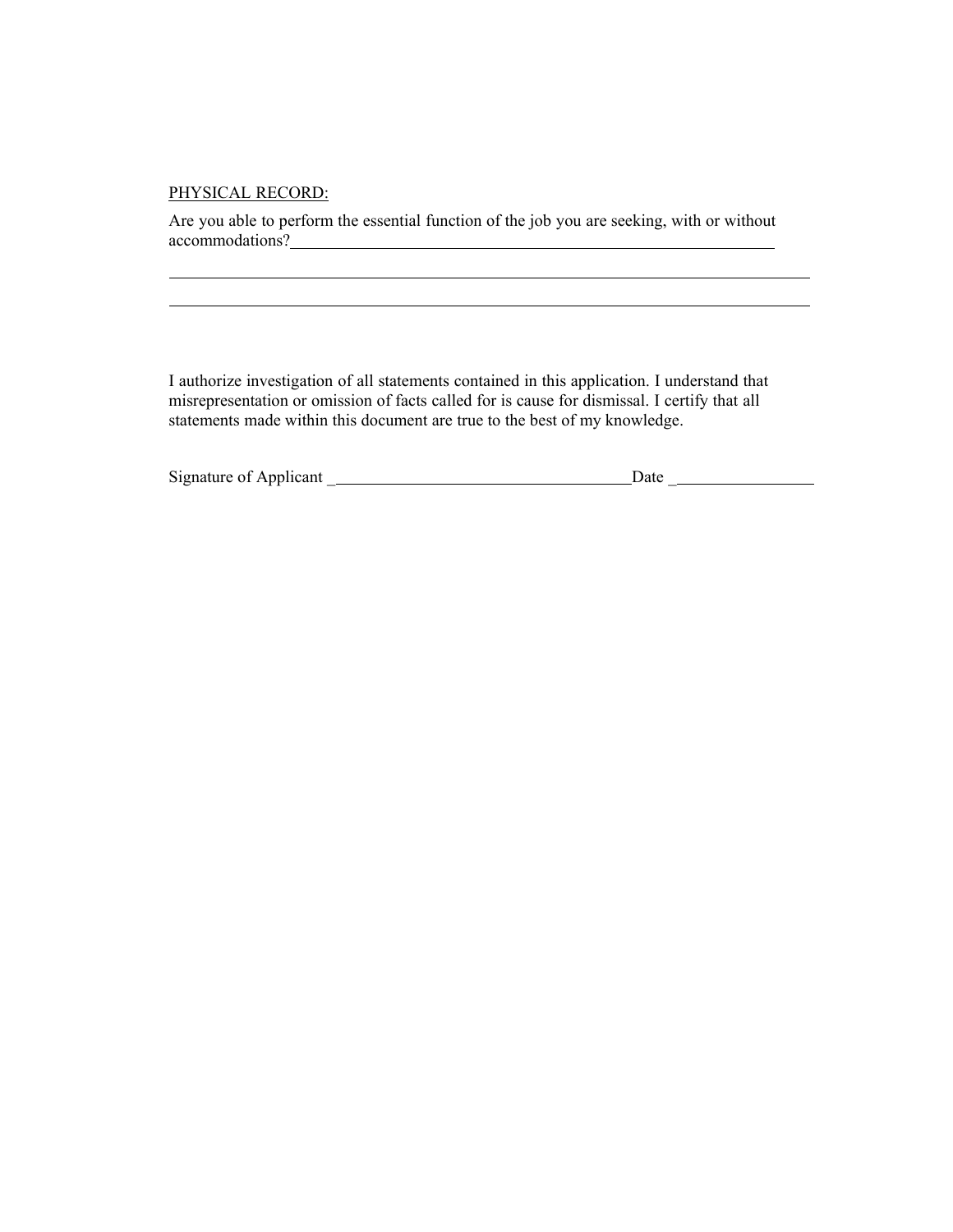PHYSICAL RECORD:

Are you able to perform the essential function of the job you are seeking, with or without accommodations?______________________________________________________________

______________________________________________________________________________

______________________________________________________________________________

I authorize investigation of all statements contained in this application. I understand that misrepresentation or omission of facts called for is cause for dismissal. I certify that all statements made within this document are true to the best of my knowledge.

Signature of Applicant ____________________________________Date _________________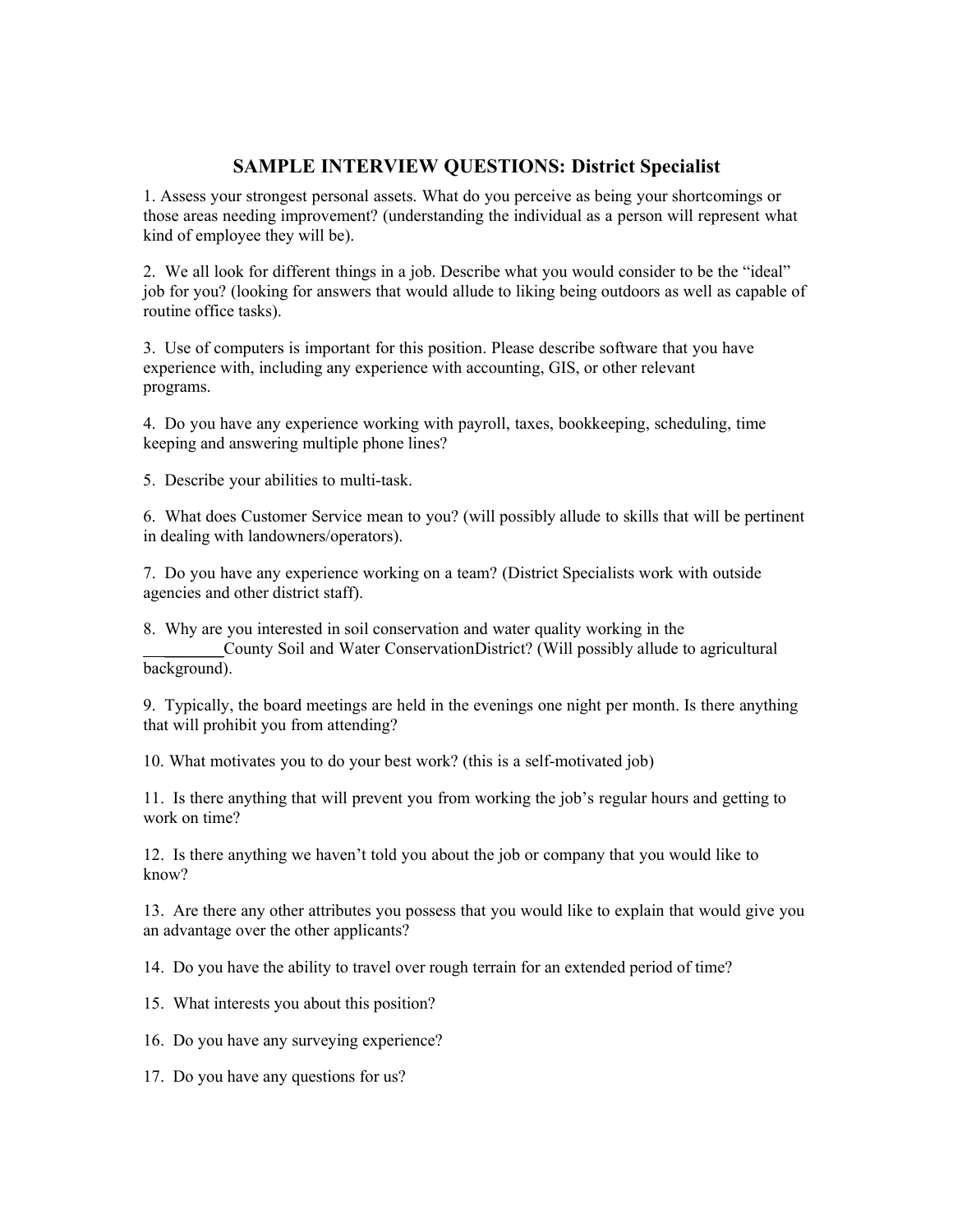## SAMPLE INTERVIEW QUESTIONS: District Specialist

1. Assess your strongest personal assets. What do you perceive as being your shortcomings or those areas needing improvement? (understanding the individual as a person will represent what kind of employee they will be).

2. We all look for different things in a job. Describe what you would consider to be the "ideal" job for you? (looking for answers that would allude to liking being outdoors as well as capable of routine office tasks).

3. Use of computers is important for this position. Please describe software that you have experience with, including any experience with accounting, GIS, or other relevant programs.

4. Do you have any experience working with payroll, taxes, bookkeeping, scheduling, time keeping and answering multiple phone lines?

5. Describe your abilities to multi-task.

6. What does Customer Service mean to you? (will possibly allude to skills that will be pertinent in dealing with landowners/operators).

7. Do you have any experience working on a team? (District Specialists work with outside agencies and other district staff).

8. Why are you interested in soil conservation and water quality working in the _________County Soil and Water ConservationDistrict? (Will possibly allude to agricultural background).

9. Typically, the board meetings are held in the evenings one night per month. Is there anything that will prohibit you from attending?

10. What motivates you to do your best work? (this is a self-motivated job)

11. Is there anything that will prevent you from working the job's regular hours and getting to work on time?

12. Is there anything we haven't told you about the job or company that you would like to know?

13. Are there any other attributes you possess that you would like to explain that would give you an advantage over the other applicants?

14. Do you have the ability to travel over rough terrain for an extended period of time?

15. What interests you about this position?

16. Do you have any surveying experience?

17. Do you have any questions for us?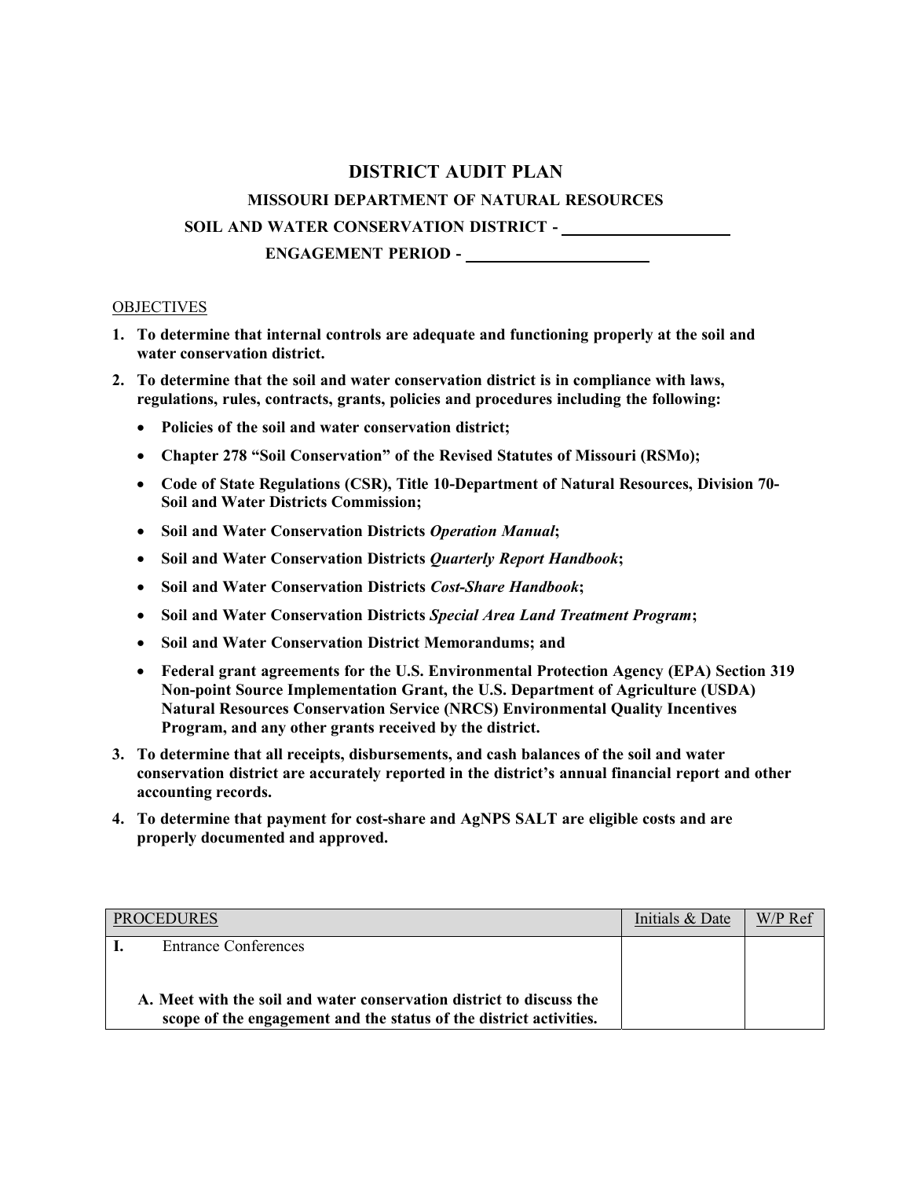# DISTRICT AUDIT PLAN

## MISSOURI DEPARTMENT OF NATURAL RESOURCES

**SOIL AND WATER CONSERVATION DISTRICT - ____________________**

**ENGAGEMENT PERIOD - ______________________**

OBJECTIVES

1. **To determine that internal controls are adequate and functioning properly at the soil and water conservation district.**
2. **To determine that the soil and water conservation district is in compliance with laws, regulations, rules, contracts, grants, policies and procedures including the following:**
   - **Policies of the soil and water conservation district;**
   - **Chapter 278 "Soil Conservation" of the Revised Statutes of Missouri (RSMo);**
   - **Code of State Regulations (CSR), Title 10-Department of Natural Resources, Division 70-Soil and Water Districts Commission;**
   - **Soil and Water Conservation Districts *Operation Manual*;**
   - **Soil and Water Conservation Districts *Quarterly Report Handbook*;**
   - **Soil and Water Conservation Districts *Cost-Share Handbook*;**
   - **Soil and Water Conservation Districts *Special Area Land Treatment Program*;**
   - **Soil and Water Conservation District Memorandums; and**
   - **Federal grant agreements for the U.S. Environmental Protection Agency (EPA) Section 319 Non-point Source Implementation Grant, the U.S. Department of Agriculture (USDA) Natural Resources Conservation Service (NRCS) Environmental Quality Incentives Program, and any other grants received by the district.**
3. **To determine that all receipts, disbursements, and cash balances of the soil and water conservation district are accurately reported in the district's annual financial report and other accounting records.**
4. **To determine that payment for cost-share and AgNPS SALT are eligible costs and are properly documented and approved.**

| PROCEDURES | Initials & Date | W/P Ref |
|---|---|---|
| **I.** Entrance Conferences<br><br>**A. Meet with the soil and water conservation district to discuss the scope of the engagement and the status of the district activities.** | | |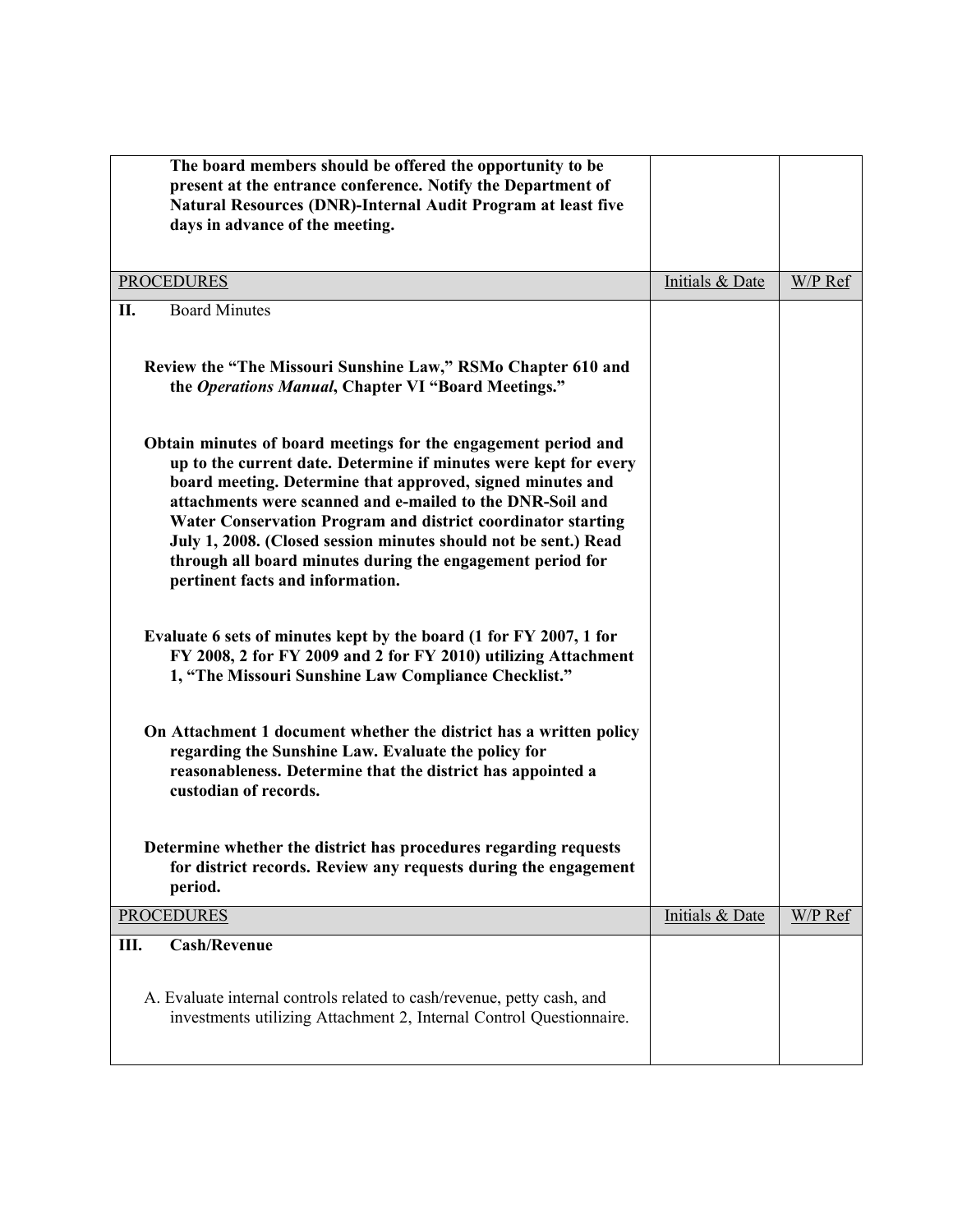| | | |
|---|---|---|
| **The board members should be offered the opportunity to be present at the entrance conference. Notify the Department of Natural Resources (DNR)-Internal Audit Program at least five days in advance of the meeting.** | | |
| PROCEDURES | Initials & Date | W/P Ref |
| **II.** Board Minutes<br><br>**Review the "The Missouri Sunshine Law," RSMo Chapter 610 and the *Operations Manual*, Chapter VI "Board Meetings."**<br><br>**Obtain minutes of board meetings for the engagement period and up to the current date. Determine if minutes were kept for every board meeting. Determine that approved, signed minutes and attachments were scanned and e-mailed to the DNR-Soil and Water Conservation Program and district coordinator starting July 1, 2008. (Closed session minutes should not be sent.) Read through all board minutes during the engagement period for pertinent facts and information.**<br><br>**Evaluate 6 sets of minutes kept by the board (1 for FY 2007, 1 for FY 2008, 2 for FY 2009 and 2 for FY 2010) utilizing Attachment 1, "The Missouri Sunshine Law Compliance Checklist."**<br><br>**On Attachment 1 document whether the district has a written policy regarding the Sunshine Law. Evaluate the policy for reasonableness. Determine that the district has appointed a custodian of records.**<br><br>**Determine whether the district has procedures regarding requests for district records. Review any requests during the engagement period.** | | |
| PROCEDURES | Initials & Date | W/P Ref |
| **III. Cash/Revenue**<br><br>A. Evaluate internal controls related to cash/revenue, petty cash, and investments utilizing Attachment 2, Internal Control Questionnaire. | | |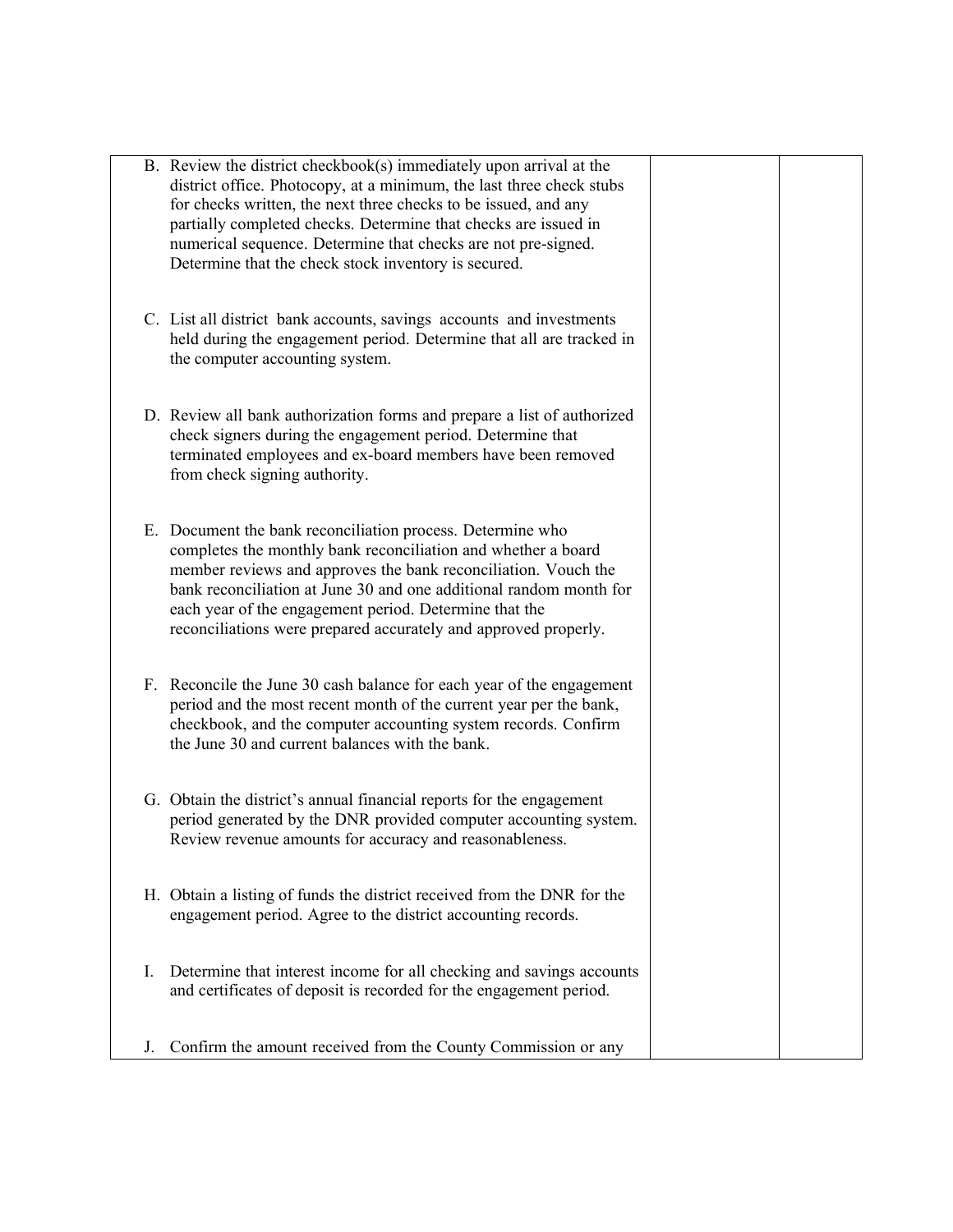| | | |
|---|---|---|
| B. Review the district checkbook(s) immediately upon arrival at the district office. Photocopy, at a minimum, the last three check stubs for checks written, the next three checks to be issued, and any partially completed checks. Determine that checks are issued in numerical sequence. Determine that checks are not pre-signed. Determine that the check stock inventory is secured. | | |
| C. List all district bank accounts, savings accounts and investments held during the engagement period. Determine that all are tracked in the computer accounting system. | | |
| D. Review all bank authorization forms and prepare a list of authorized check signers during the engagement period. Determine that terminated employees and ex-board members have been removed from check signing authority. | | |
| E. Document the bank reconciliation process. Determine who completes the monthly bank reconciliation and whether a board member reviews and approves the bank reconciliation. Vouch the bank reconciliation at June 30 and one additional random month for each year of the engagement period. Determine that the reconciliations were prepared accurately and approved properly. | | |
| F. Reconcile the June 30 cash balance for each year of the engagement period and the most recent month of the current year per the bank, checkbook, and the computer accounting system records. Confirm the June 30 and current balances with the bank. | | |
| G. Obtain the district's annual financial reports for the engagement period generated by the DNR provided computer accounting system. Review revenue amounts for accuracy and reasonableness. | | |
| H. Obtain a listing of funds the district received from the DNR for the engagement period. Agree to the district accounting records. | | |
| I. Determine that interest income for all checking and savings accounts and certificates of deposit is recorded for the engagement period. | | |
| J. Confirm the amount received from the County Commission or any | | |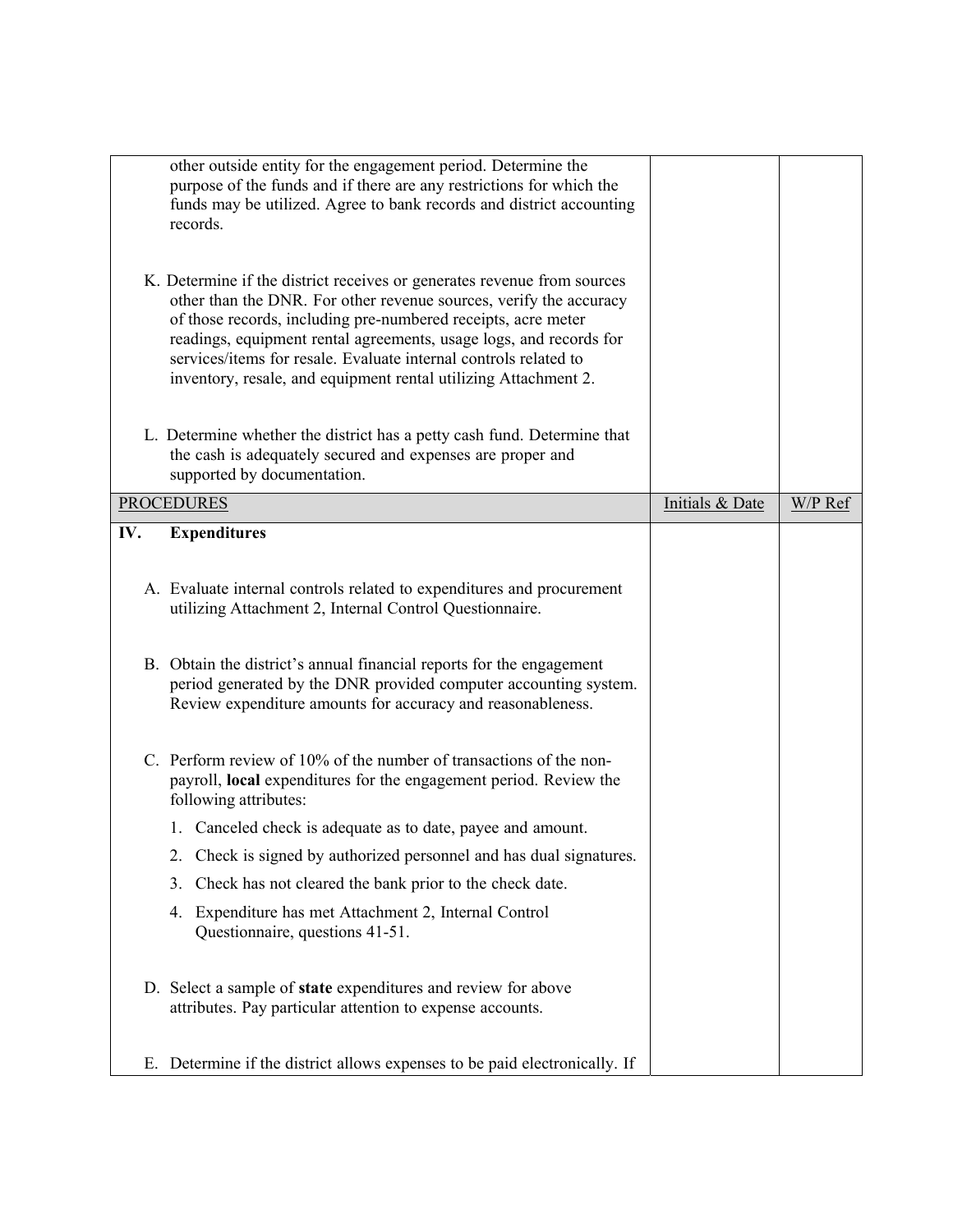| | | |
|---|---|---|
| other outside entity for the engagement period. Determine the purpose of the funds and if there are any restrictions for which the funds may be utilized. Agree to bank records and district accounting records.<br><br>K. Determine if the district receives or generates revenue from sources other than the DNR. For other revenue sources, verify the accuracy of those records, including pre-numbered receipts, acre meter readings, equipment rental agreements, usage logs, and records for services/items for resale. Evaluate internal controls related to inventory, resale, and equipment rental utilizing Attachment 2.<br><br>L. Determine whether the district has a petty cash fund. Determine that the cash is adequately secured and expenses are proper and supported by documentation. | | |
| PROCEDURES | Initials & Date | W/P Ref |
| **IV. Expenditures**<br><br>A. Evaluate internal controls related to expenditures and procurement utilizing Attachment 2, Internal Control Questionnaire.<br><br>B. Obtain the district's annual financial reports for the engagement period generated by the DNR provided computer accounting system. Review expenditure amounts for accuracy and reasonableness.<br><br>C. Perform review of 10% of the number of transactions of the non-payroll, **local** expenditures for the engagement period. Review the following attributes:<br>1. Canceled check is adequate as to date, payee and amount.<br>2. Check is signed by authorized personnel and has dual signatures.<br>3. Check has not cleared the bank prior to the check date.<br>4. Expenditure has met Attachment 2, Internal Control Questionnaire, questions 41-51.<br><br>D. Select a sample of **state** expenditures and review for above attributes. Pay particular attention to expense accounts.<br><br>E. Determine if the district allows expenses to be paid electronically. If | | |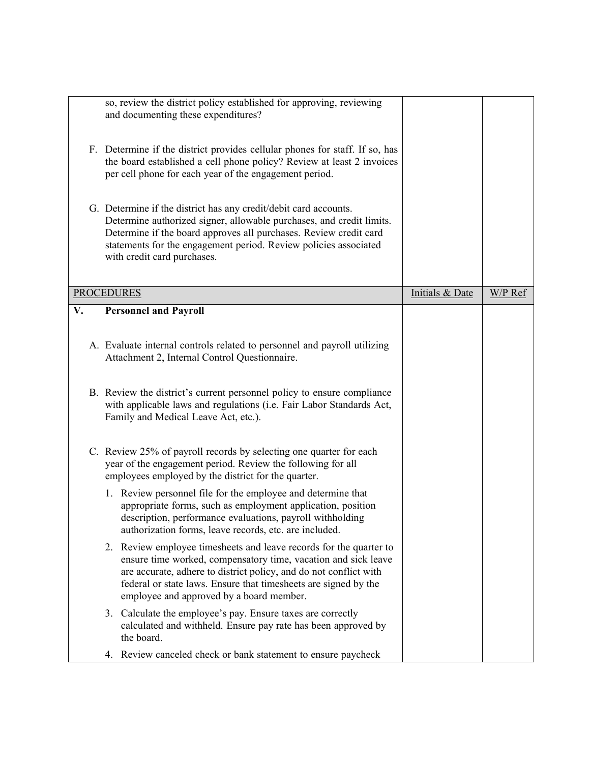| | Initials & Date | W/P Ref |
|---|---|---|
| so, review the district policy established for approving, reviewing and documenting these expenditures? | | |
| F. Determine if the district provides cellular phones for staff. If so, has the board established a cell phone policy? Review at least 2 invoices per cell phone for each year of the engagement period. | | |
| G. Determine if the district has any credit/debit card accounts. Determine authorized signer, allowable purchases, and credit limits. Determine if the board approves all purchases. Review credit card statements for the engagement period. Review policies associated with credit card purchases. | | |

| PROCEDURES | Initials & Date | W/P Ref |
|---|---|---|
| **V. Personnel and Payroll** | | |
| A. Evaluate internal controls related to personnel and payroll utilizing Attachment 2, Internal Control Questionnaire. | | |
| B. Review the district's current personnel policy to ensure compliance with applicable laws and regulations (i.e. Fair Labor Standards Act, Family and Medical Leave Act, etc.). | | |
| C. Review 25% of payroll records by selecting one quarter for each year of the engagement period. Review the following for all employees employed by the district for the quarter.<br><br>1. Review personnel file for the employee and determine that appropriate forms, such as employment application, position description, performance evaluations, payroll withholding authorization forms, leave records, etc. are included.<br><br>2. Review employee timesheets and leave records for the quarter to ensure time worked, compensatory time, vacation and sick leave are accurate, adhere to district policy, and do not conflict with federal or state laws. Ensure that timesheets are signed by the employee and approved by a board member.<br><br>3. Calculate the employee's pay. Ensure taxes are correctly calculated and withheld. Ensure pay rate has been approved by the board.<br><br>4. Review canceled check or bank statement to ensure paycheck | | |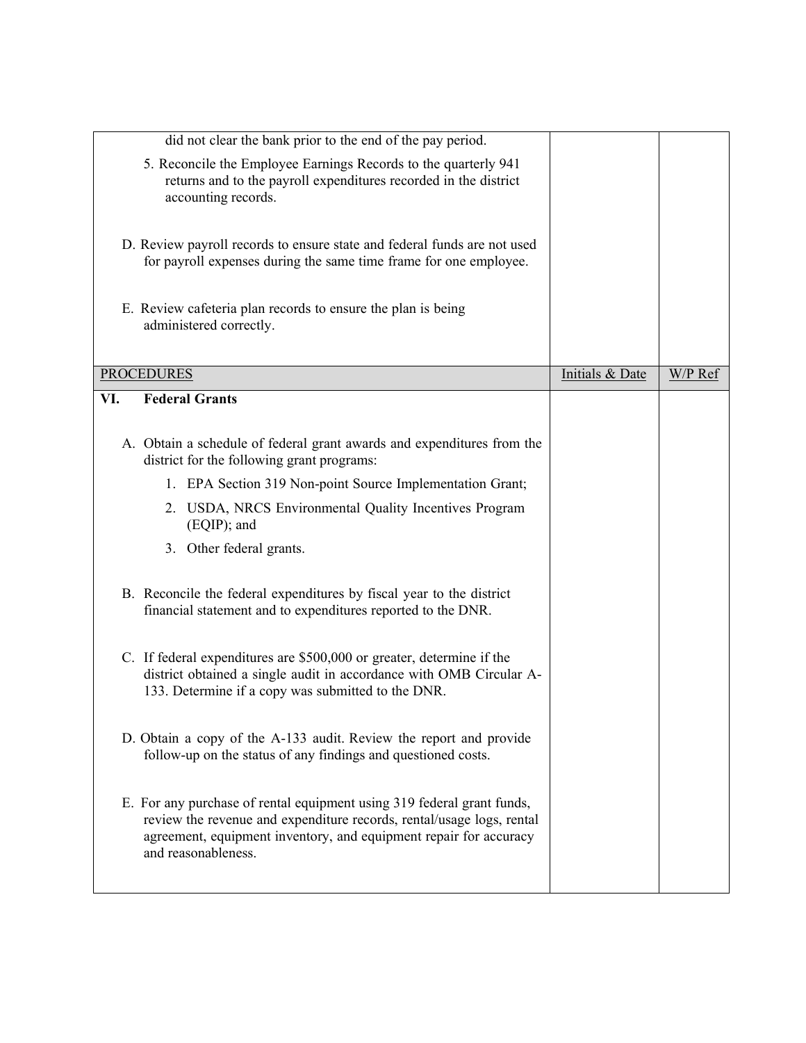| | | |
|---|---|---|
| did not clear the bank prior to the end of the pay period.<br><br>5. Reconcile the Employee Earnings Records to the quarterly 941 returns and to the payroll expenditures recorded in the district accounting records.<br><br>D. Review payroll records to ensure state and federal funds are not used for payroll expenses during the same time frame for one employee.<br><br>E. Review cafeteria plan records to ensure the plan is being administered correctly. | | |

| PROCEDURES | Initials & Date | W/P Ref |
|---|---|---|
| **VI. Federal Grants**<br><br>A. Obtain a schedule of federal grant awards and expenditures from the district for the following grant programs:<br>1. EPA Section 319 Non-point Source Implementation Grant;<br>2. USDA, NRCS Environmental Quality Incentives Program (EQIP); and<br>3. Other federal grants.<br><br>B. Reconcile the federal expenditures by fiscal year to the district financial statement and to expenditures reported to the DNR.<br><br>C. If federal expenditures are $500,000 or greater, determine if the district obtained a single audit in accordance with OMB Circular A-133. Determine if a copy was submitted to the DNR.<br><br>D. Obtain a copy of the A-133 audit. Review the report and provide follow-up on the status of any findings and questioned costs.<br><br>E. For any purchase of rental equipment using 319 federal grant funds, review the revenue and expenditure records, rental/usage logs, rental agreement, equipment inventory, and equipment repair for accuracy and reasonableness. | | |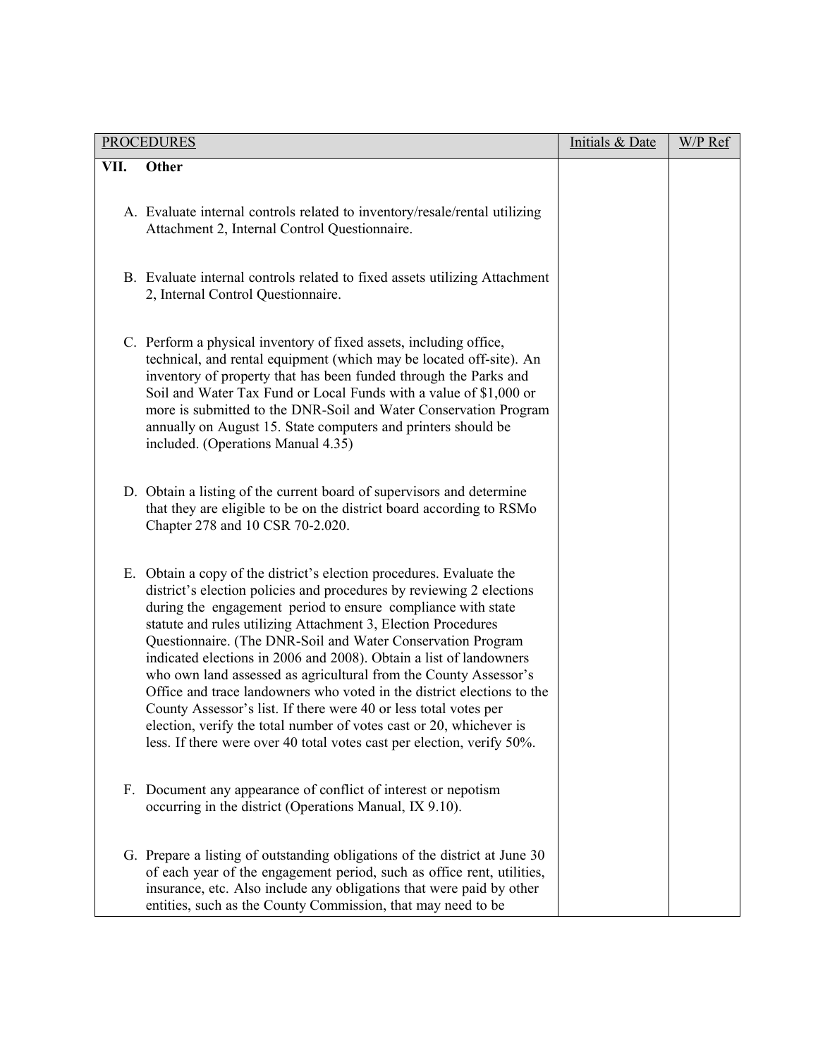| PROCEDURES | Initials & Date | W/P Ref |
|---|---|---|
| **VII. Other** | | |
| A. Evaluate internal controls related to inventory/resale/rental utilizing Attachment 2, Internal Control Questionnaire. | | |
| B. Evaluate internal controls related to fixed assets utilizing Attachment 2, Internal Control Questionnaire. | | |
| C. Perform a physical inventory of fixed assets, including office, technical, and rental equipment (which may be located off-site). An inventory of property that has been funded through the Parks and Soil and Water Tax Fund or Local Funds with a value of $1,000 or more is submitted to the DNR-Soil and Water Conservation Program annually on August 15. State computers and printers should be included. (Operations Manual 4.35) | | |
| D. Obtain a listing of the current board of supervisors and determine that they are eligible to be on the district board according to RSMo Chapter 278 and 10 CSR 70-2.020. | | |
| E. Obtain a copy of the district's election procedures. Evaluate the district's election policies and procedures by reviewing 2 elections during the engagement period to ensure compliance with state statute and rules utilizing Attachment 3, Election Procedures Questionnaire. (The DNR-Soil and Water Conservation Program indicated elections in 2006 and 2008). Obtain a list of landowners who own land assessed as agricultural from the County Assessor's Office and trace landowners who voted in the district elections to the County Assessor's list. If there were 40 or less total votes per election, verify the total number of votes cast or 20, whichever is less. If there were over 40 total votes cast per election, verify 50%. | | |
| F. Document any appearance of conflict of interest or nepotism occurring in the district (Operations Manual, IX 9.10). | | |
| G. Prepare a listing of outstanding obligations of the district at June 30 of each year of the engagement period, such as office rent, utilities, insurance, etc. Also include any obligations that were paid by other entities, such as the County Commission, that may need to be | | |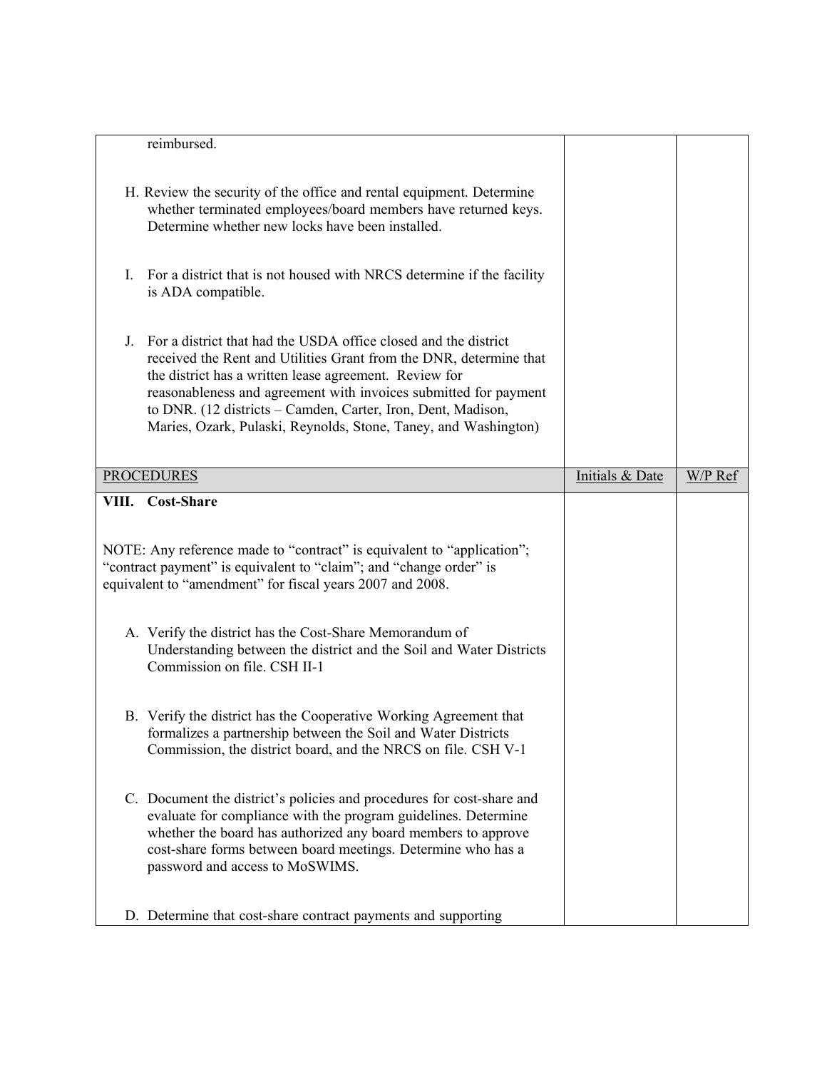| | | |
|---|---|---|
| reimbursed.<br><br>H. Review the security of the office and rental equipment. Determine whether terminated employees/board members have returned keys. Determine whether new locks have been installed.<br><br>I. For a district that is not housed with NRCS determine if the facility is ADA compatible.<br><br>J. For a district that had the USDA office closed and the district received the Rent and Utilities Grant from the DNR, determine that the district has a written lease agreement. Review for reasonableness and agreement with invoices submitted for payment to DNR. (12 districts – Camden, Carter, Iron, Dent, Madison, Maries, Ozark, Pulaski, Reynolds, Stone, Taney, and Washington) | | |

| PROCEDURES | Initials & Date | W/P Ref |
|---|---|---|
| **VIII. Cost-Share**<br><br>NOTE: Any reference made to "contract" is equivalent to "application"; "contract payment" is equivalent to "claim"; and "change order" is equivalent to "amendment" for fiscal years 2007 and 2008.<br><br>A. Verify the district has the Cost-Share Memorandum of Understanding between the district and the Soil and Water Districts Commission on file. CSH II-1<br><br>B. Verify the district has the Cooperative Working Agreement that formalizes a partnership between the Soil and Water Districts Commission, the district board, and the NRCS on file. CSH V-1<br><br>C. Document the district's policies and procedures for cost-share and evaluate for compliance with the program guidelines. Determine whether the board has authorized any board members to approve cost-share forms between board meetings. Determine who has a password and access to MoSWIMS.<br><br>D. Determine that cost-share contract payments and supporting | | |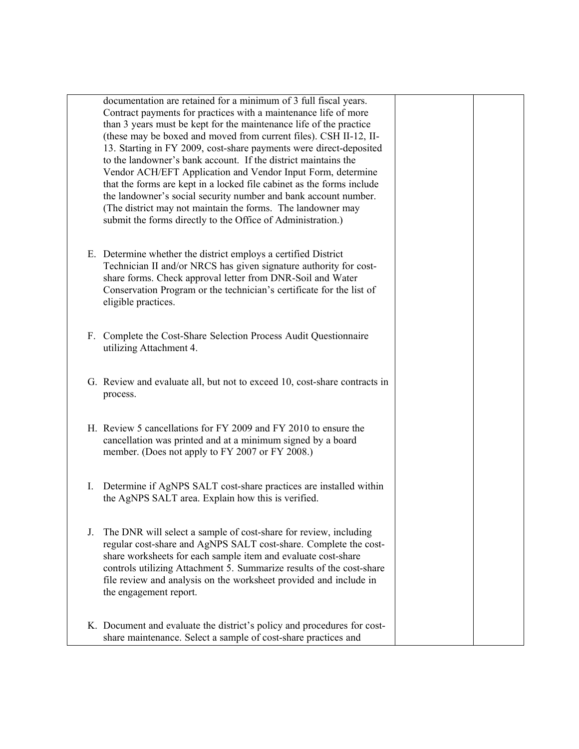| | | |
|---|---|---|
| documentation are retained for a minimum of 3 full fiscal years. Contract payments for practices with a maintenance life of more than 3 years must be kept for the maintenance life of the practice (these may be boxed and moved from current files). CSH II-12, II-13. Starting in FY 2009, cost-share payments were direct-deposited to the landowner's bank account. If the district maintains the Vendor ACH/EFT Application and Vendor Input Form, determine that the forms are kept in a locked file cabinet as the forms include the landowner's social security number and bank account number. (The district may not maintain the forms. The landowner may submit the forms directly to the Office of Administration.) | | |
| E. Determine whether the district employs a certified District Technician II and/or NRCS has given signature authority for cost-share forms. Check approval letter from DNR-Soil and Water Conservation Program or the technician's certificate for the list of eligible practices. | | |
| F. Complete the Cost-Share Selection Process Audit Questionnaire utilizing Attachment 4. | | |
| G. Review and evaluate all, but not to exceed 10, cost-share contracts in process. | | |
| H. Review 5 cancellations for FY 2009 and FY 2010 to ensure the cancellation was printed and at a minimum signed by a board member. (Does not apply to FY 2007 or FY 2008.) | | |
| I. Determine if AgNPS SALT cost-share practices are installed within the AgNPS SALT area. Explain how this is verified. | | |
| J. The DNR will select a sample of cost-share for review, including regular cost-share and AgNPS SALT cost-share. Complete the cost-share worksheets for each sample item and evaluate cost-share controls utilizing Attachment 5. Summarize results of the cost-share file review and analysis on the worksheet provided and include in the engagement report. | | |
| K. Document and evaluate the district's policy and procedures for cost-share maintenance. Select a sample of cost-share practices and | | |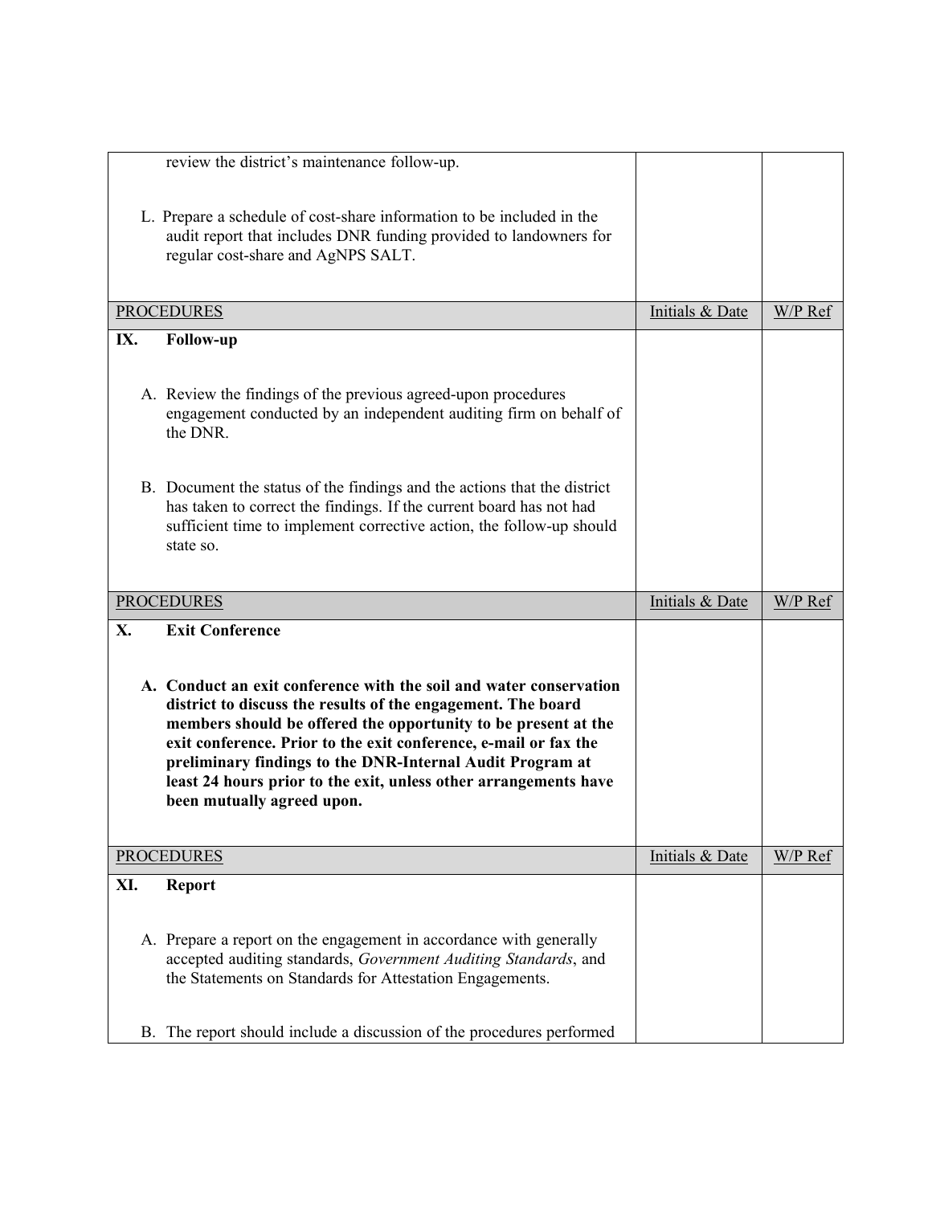| | | |
|---|---|---|
| review the district's maintenance follow-up. | | |
| L. Prepare a schedule of cost-share information to be included in the audit report that includes DNR funding provided to landowners for regular cost-share and AgNPS SALT. | | |

| PROCEDURES | Initials & Date | W/P Ref |
|---|---|---|
| **IX. Follow-up** | | |
| A. Review the findings of the previous agreed-upon procedures engagement conducted by an independent auditing firm on behalf of the DNR. | | |
| B. Document the status of the findings and the actions that the district has taken to correct the findings. If the current board has not had sufficient time to implement corrective action, the follow-up should state so. | | |

| PROCEDURES | Initials & Date | W/P Ref |
|---|---|---|
| **X. Exit Conference** | | |
| **A. Conduct an exit conference with the soil and water conservation district to discuss the results of the engagement. The board members should be offered the opportunity to be present at the exit conference. Prior to the exit conference, e-mail or fax the preliminary findings to the DNR-Internal Audit Program at least 24 hours prior to the exit, unless other arrangements have been mutually agreed upon.** | | |

| PROCEDURES | Initials & Date | W/P Ref |
|---|---|---|
| **XI. Report** | | |
| A. Prepare a report on the engagement in accordance with generally accepted auditing standards, *Government Auditing Standards*, and the Statements on Standards for Attestation Engagements. | | |
| B. The report should include a discussion of the procedures performed | | |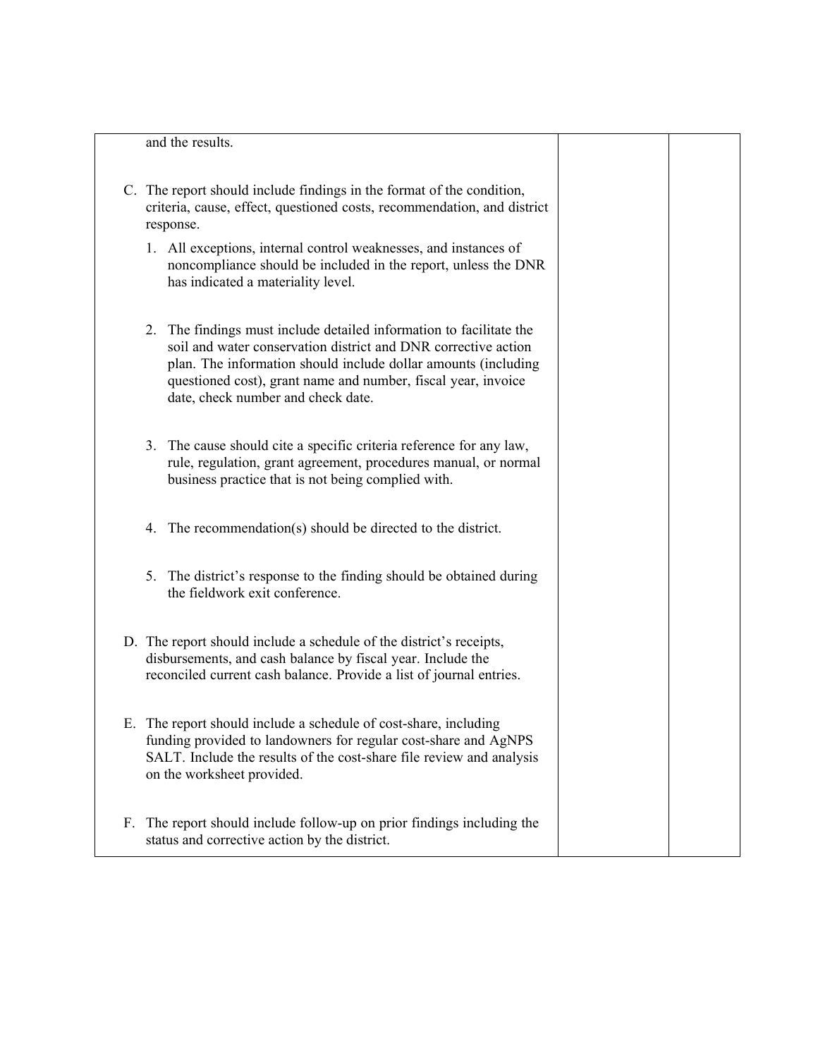| | | |
|---|---|---|
| and the results.<br><br>C. The report should include findings in the format of the condition, criteria, cause, effect, questioned costs, recommendation, and district response.<br><br>1. All exceptions, internal control weaknesses, and instances of noncompliance should be included in the report, unless the DNR has indicated a materiality level.<br><br>2. The findings must include detailed information to facilitate the soil and water conservation district and DNR corrective action plan. The information should include dollar amounts (including questioned cost), grant name and number, fiscal year, invoice date, check number and check date.<br><br>3. The cause should cite a specific criteria reference for any law, rule, regulation, grant agreement, procedures manual, or normal business practice that is not being complied with.<br><br>4. The recommendation(s) should be directed to the district.<br><br>5. The district's response to the finding should be obtained during the fieldwork exit conference.<br><br>D. The report should include a schedule of the district's receipts, disbursements, and cash balance by fiscal year. Include the reconciled current cash balance. Provide a list of journal entries.<br><br>E. The report should include a schedule of cost-share, including funding provided to landowners for regular cost-share and AgNPS SALT. Include the results of the cost-share file review and analysis on the worksheet provided.<br><br>F. The report should include follow-up on prior findings including the status and corrective action by the district. | | |